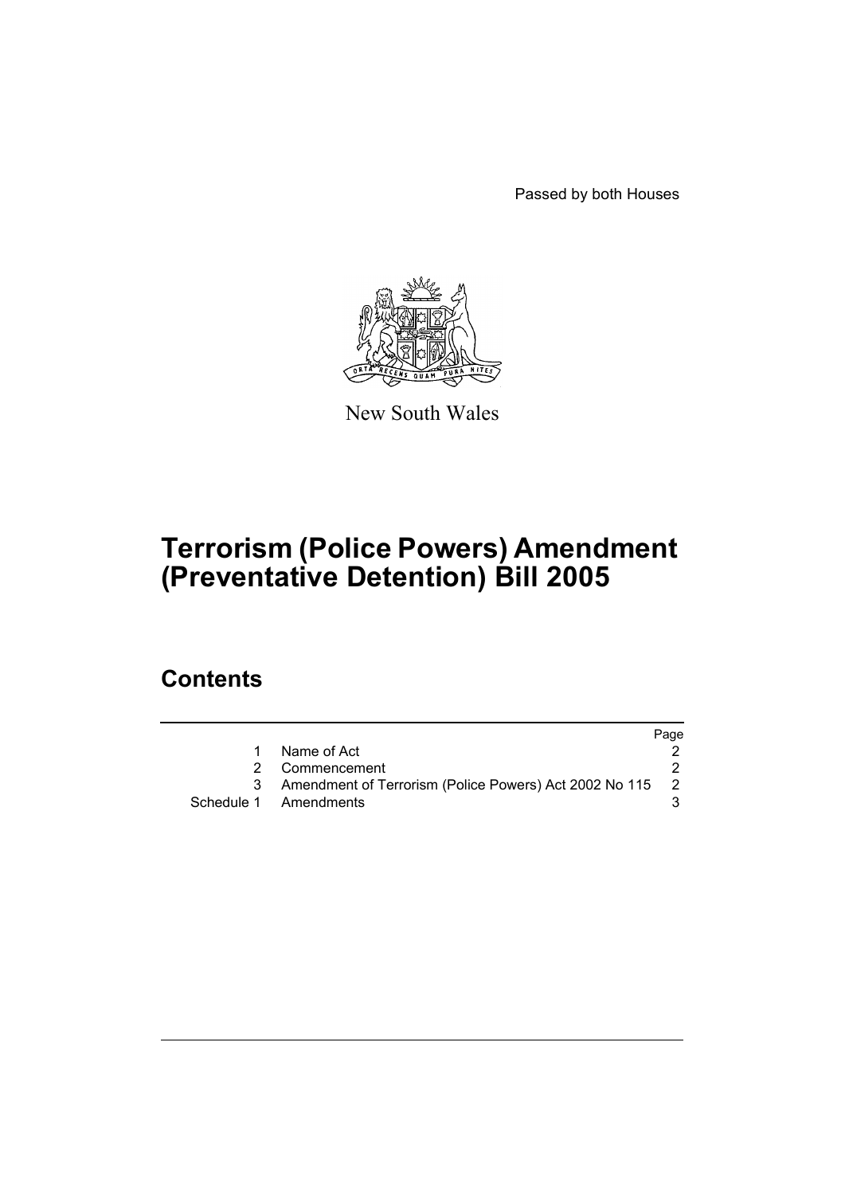Passed by both Houses

New South Wales

# Terrorism (Police Powers) Amendment (Preventative Detention) Bill 2005

## Contents

| | | Page |
|---|---|---|
| 1 | Name of Act | 2 |
| 2 | Commencement | 2 |
| 3 | Amendment of Terrorism (Police Powers) Act 2002 No 115 | 2 |
| Schedule 1 | Amendments | 3 |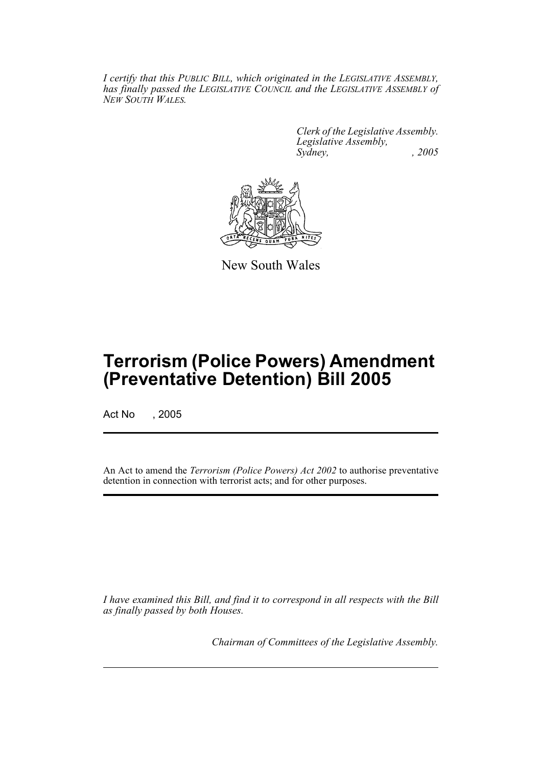*I certify that this PUBLIC BILL, which originated in the LEGISLATIVE ASSEMBLY, has finally passed the LEGISLATIVE COUNCIL and the LEGISLATIVE ASSEMBLY of NEW SOUTH WALES.*

*Clerk of the Legislative Assembly.*
*Legislative Assembly,*
*Sydney, , 2005*

New South Wales

# Terrorism (Police Powers) Amendment (Preventative Detention) Bill 2005

Act No , 2005

An Act to amend the *Terrorism (Police Powers) Act 2002* to authorise preventative detention in connection with terrorist acts; and for other purposes.

*I have examined this Bill, and find it to correspond in all respects with the Bill as finally passed by both Houses.*

*Chairman of Committees of the Legislative Assembly.*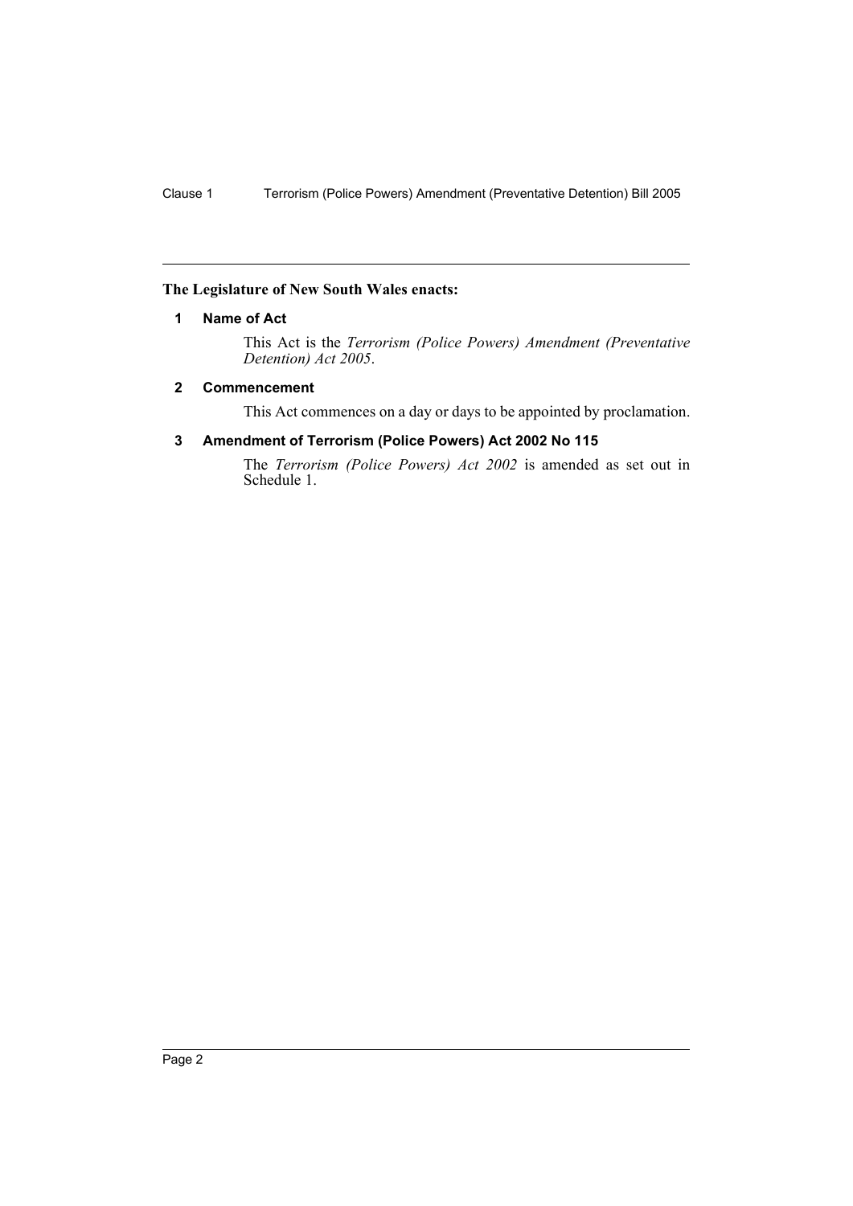**The Legislature of New South Wales enacts:**

## 1 Name of Act

This Act is the *Terrorism (Police Powers) Amendment (Preventative Detention) Act 2005*.

## 2 Commencement

This Act commences on a day or days to be appointed by proclamation.

## 3 Amendment of Terrorism (Police Powers) Act 2002 No 115

The *Terrorism (Police Powers) Act 2002* is amended as set out in Schedule 1.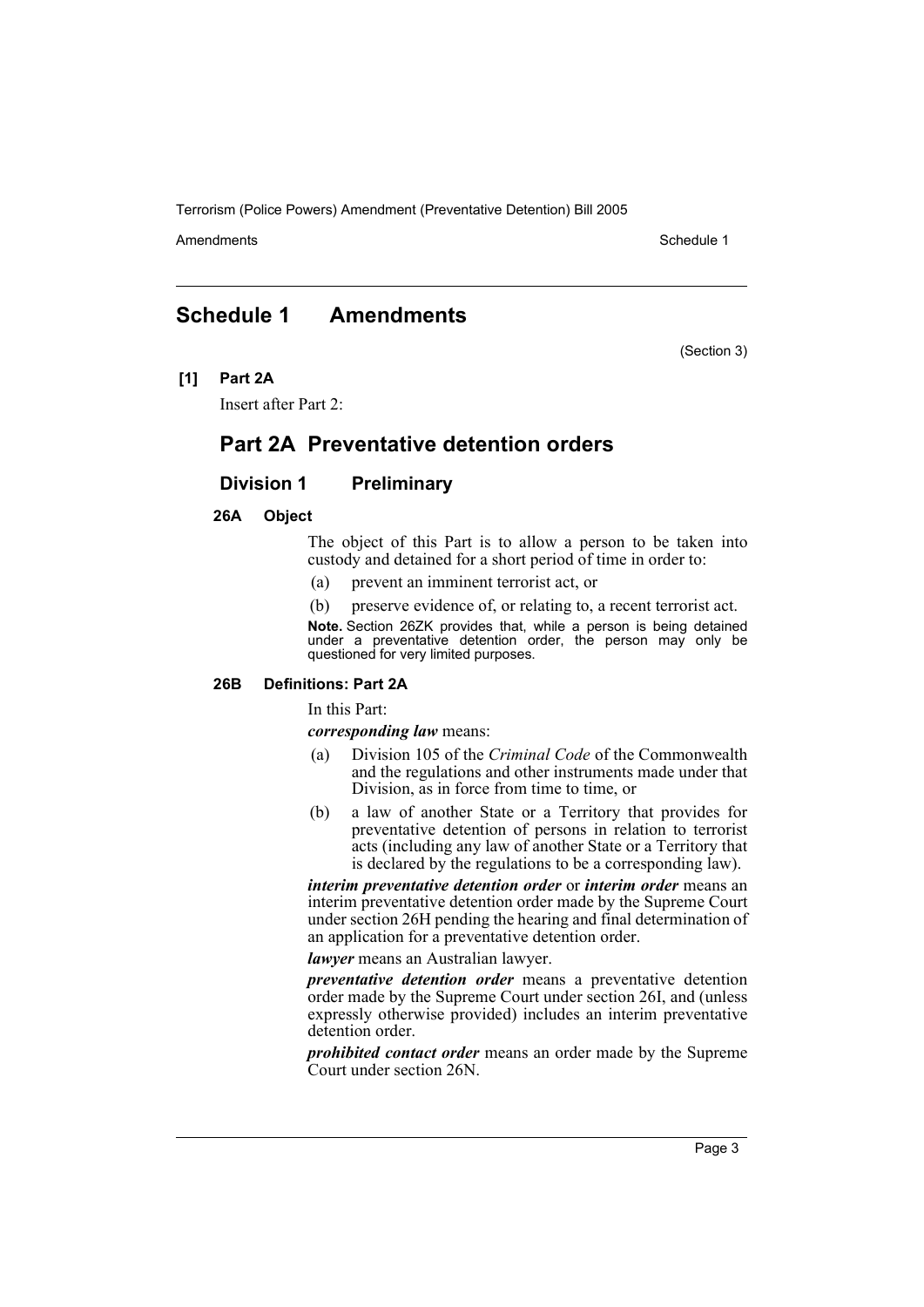## Schedule 1 Amendments

(Section 3)

**[1] Part 2A**

Insert after Part 2:

## Part 2A Preventative detention orders

### Division 1 Preliminary

#### 26A Object

The object of this Part is to allow a person to be taken into custody and detained for a short period of time in order to:

(a) prevent an imminent terrorist act, or

(b) preserve evidence of, or relating to, a recent terrorist act.

**Note.** Section 26ZK provides that, while a person is being detained under a preventative detention order, the person may only be questioned for very limited purposes.

#### 26B Definitions: Part 2A

In this Part:

***corresponding law*** means:

(a) Division 105 of the *Criminal Code* of the Commonwealth and the regulations and other instruments made under that Division, as in force from time to time, or

(b) a law of another State or a Territory that provides for preventative detention of persons in relation to terrorist acts (including any law of another State or a Territory that is declared by the regulations to be a corresponding law).

***interim preventative detention order*** or ***interim order*** means an interim preventative detention order made by the Supreme Court under section 26H pending the hearing and final determination of an application for a preventative detention order.

***lawyer*** means an Australian lawyer.

***preventative detention order*** means a preventative detention order made by the Supreme Court under section 26I, and (unless expressly otherwise provided) includes an interim preventative detention order.

***prohibited contact order*** means an order made by the Supreme Court under section 26N.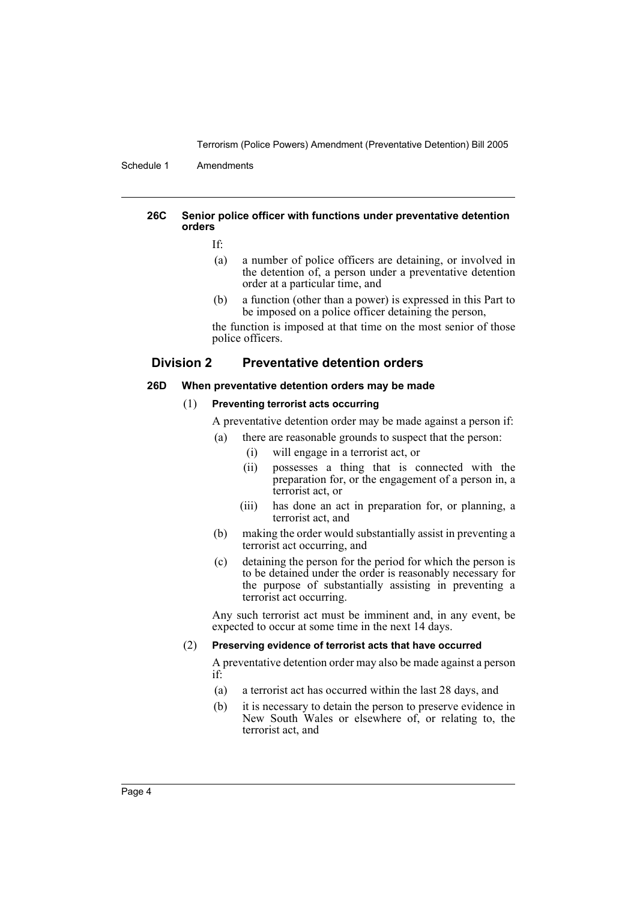#### 26C Senior police officer with functions under preventative detention orders

If:

(a) a number of police officers are detaining, or involved in the detention of, a person under a preventative detention order at a particular time, and

(b) a function (other than a power) is expressed in this Part to be imposed on a police officer detaining the person,

the function is imposed at that time on the most senior of those police officers.

## Division 2 Preventative detention orders

#### 26D When preventative detention orders may be made

(1) **Preventing terrorist acts occurring**

A preventative detention order may be made against a person if:

(a) there are reasonable grounds to suspect that the person:

(i) will engage in a terrorist act, or

(ii) possesses a thing that is connected with the preparation for, or the engagement of a person in, a terrorist act, or

(iii) has done an act in preparation for, or planning, a terrorist act, and

(b) making the order would substantially assist in preventing a terrorist act occurring, and

(c) detaining the person for the period for which the person is to be detained under the order is reasonably necessary for the purpose of substantially assisting in preventing a terrorist act occurring.

Any such terrorist act must be imminent and, in any event, be expected to occur at some time in the next 14 days.

(2) **Preserving evidence of terrorist acts that have occurred**

A preventative detention order may also be made against a person if:

(a) a terrorist act has occurred within the last 28 days, and

(b) it is necessary to detain the person to preserve evidence in New South Wales or elsewhere of, or relating to, the terrorist act, and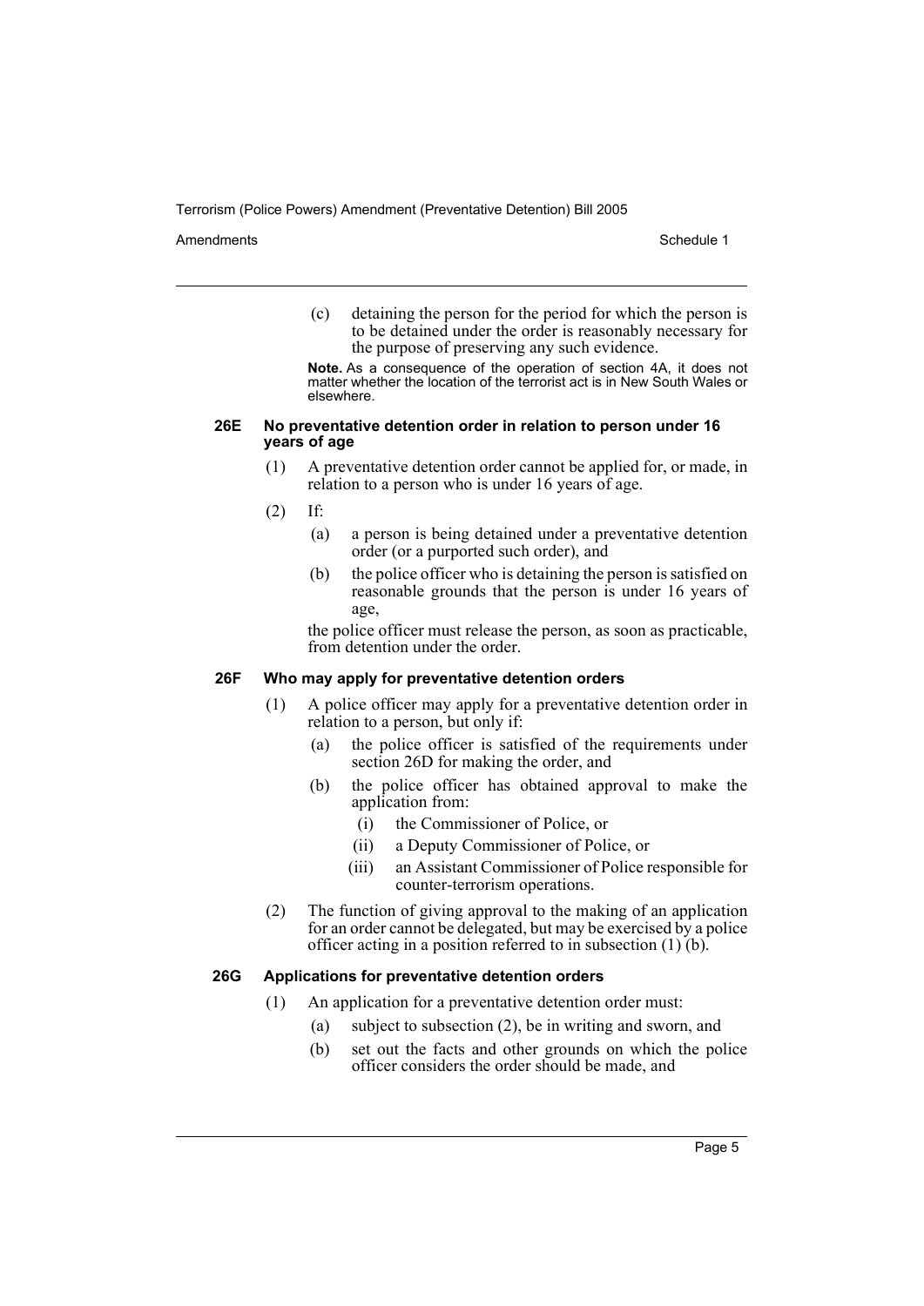(c) detaining the person for the period for which the person is to be detained under the order is reasonably necessary for the purpose of preserving any such evidence.

**Note.** As a consequence of the operation of section 4A, it does not matter whether the location of the terrorist act is in New South Wales or elsewhere.

#### 26E No preventative detention order in relation to person under 16 years of age

(1) A preventative detention order cannot be applied for, or made, in relation to a person who is under 16 years of age.

(2) If:

- (a) a person is being detained under a preventative detention order (or a purported such order), and
- (b) the police officer who is detaining the person is satisfied on reasonable grounds that the person is under 16 years of age,

the police officer must release the person, as soon as practicable, from detention under the order.

#### 26F Who may apply for preventative detention orders

(1) A police officer may apply for a preventative detention order in relation to a person, but only if:

- (a) the police officer is satisfied of the requirements under section 26D for making the order, and
- (b) the police officer has obtained approval to make the application from:
  - (i) the Commissioner of Police, or
  - (ii) a Deputy Commissioner of Police, or
  - (iii) an Assistant Commissioner of Police responsible for counter-terrorism operations.

(2) The function of giving approval to the making of an application for an order cannot be delegated, but may be exercised by a police officer acting in a position referred to in subsection (1) (b).

#### 26G Applications for preventative detention orders

(1) An application for a preventative detention order must:

- (a) subject to subsection (2), be in writing and sworn, and
- (b) set out the facts and other grounds on which the police officer considers the order should be made, and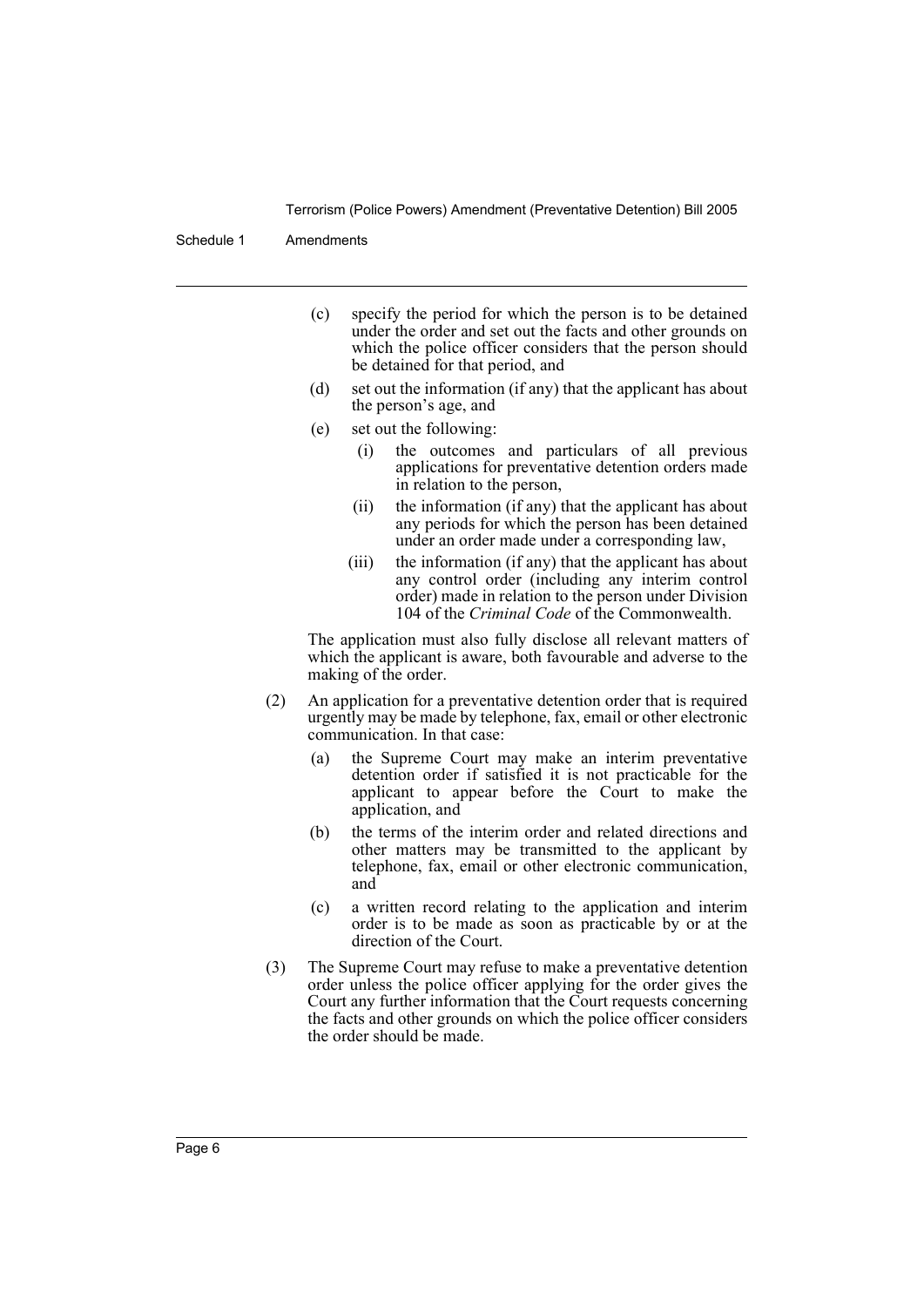(c) specify the period for which the person is to be detained under the order and set out the facts and other grounds on which the police officer considers that the person should be detained for that period, and

(d) set out the information (if any) that the applicant has about the person's age, and

(e) set out the following:

  (i) the outcomes and particulars of all previous applications for preventative detention orders made in relation to the person,

  (ii) the information (if any) that the applicant has about any periods for which the person has been detained under an order made under a corresponding law,

  (iii) the information (if any) that the applicant has about any control order (including any interim control order) made in relation to the person under Division 104 of the *Criminal Code* of the Commonwealth.

The application must also fully disclose all relevant matters of which the applicant is aware, both favourable and adverse to the making of the order.

(2) An application for a preventative detention order that is required urgently may be made by telephone, fax, email or other electronic communication. In that case:

(a) the Supreme Court may make an interim preventative detention order if satisfied it is not practicable for the applicant to appear before the Court to make the application, and

(b) the terms of the interim order and related directions and other matters may be transmitted to the applicant by telephone, fax, email or other electronic communication, and

(c) a written record relating to the application and interim order is to be made as soon as practicable by or at the direction of the Court.

(3) The Supreme Court may refuse to make a preventative detention order unless the police officer applying for the order gives the Court any further information that the Court requests concerning the facts and other grounds on which the police officer considers the order should be made.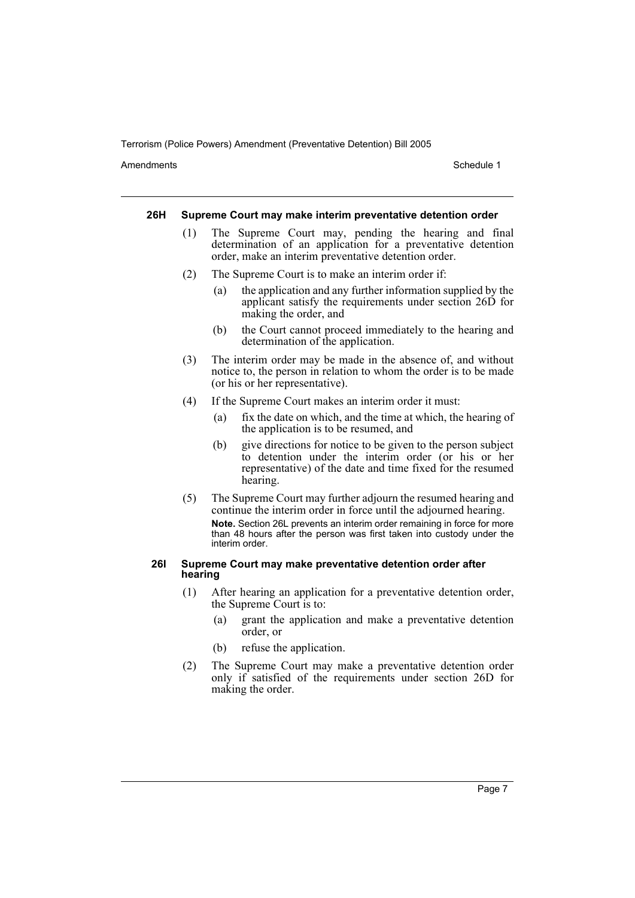### 26H Supreme Court may make interim preventative detention order

(1) The Supreme Court may, pending the hearing and final determination of an application for a preventative detention order, make an interim preventative detention order.

(2) The Supreme Court is to make an interim order if:

(a) the application and any further information supplied by the applicant satisfy the requirements under section 26D for making the order, and

(b) the Court cannot proceed immediately to the hearing and determination of the application.

(3) The interim order may be made in the absence of, and without notice to, the person in relation to whom the order is to be made (or his or her representative).

(4) If the Supreme Court makes an interim order it must:

(a) fix the date on which, and the time at which, the hearing of the application is to be resumed, and

(b) give directions for notice to be given to the person subject to detention under the interim order (or his or her representative) of the date and time fixed for the resumed hearing.

(5) The Supreme Court may further adjourn the resumed hearing and continue the interim order in force until the adjourned hearing.

**Note.** Section 26L prevents an interim order remaining in force for more than 48 hours after the person was first taken into custody under the interim order.

### 26I Supreme Court may make preventative detention order after hearing

(1) After hearing an application for a preventative detention order, the Supreme Court is to:

(a) grant the application and make a preventative detention order, or

(b) refuse the application.

(2) The Supreme Court may make a preventative detention order only if satisfied of the requirements under section 26D for making the order.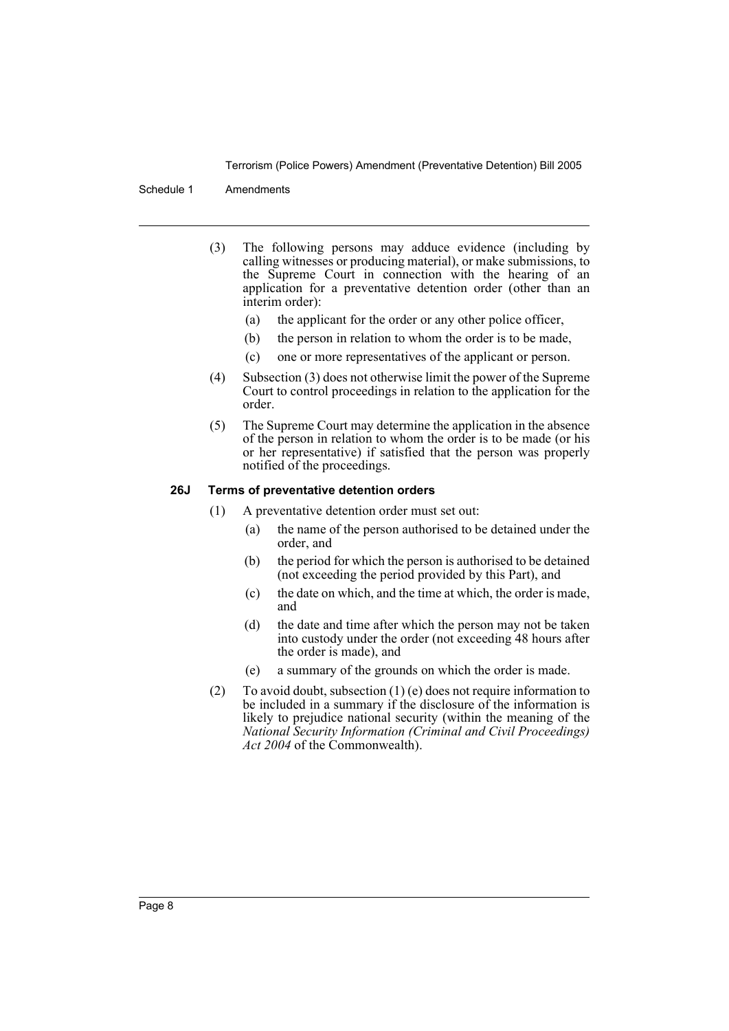(3) The following persons may adduce evidence (including by calling witnesses or producing material), or make submissions, to the Supreme Court in connection with the hearing of an application for a preventative detention order (other than an interim order):

- (a) the applicant for the order or any other police officer,
- (b) the person in relation to whom the order is to be made,
- (c) one or more representatives of the applicant or person.

(4) Subsection (3) does not otherwise limit the power of the Supreme Court to control proceedings in relation to the application for the order.

(5) The Supreme Court may determine the application in the absence of the person in relation to whom the order is to be made (or his or her representative) if satisfied that the person was properly notified of the proceedings.

### 26J Terms of preventative detention orders

(1) A preventative detention order must set out:

- (a) the name of the person authorised to be detained under the order, and
- (b) the period for which the person is authorised to be detained (not exceeding the period provided by this Part), and
- (c) the date on which, and the time at which, the order is made, and
- (d) the date and time after which the person may not be taken into custody under the order (not exceeding 48 hours after the order is made), and
- (e) a summary of the grounds on which the order is made.

(2) To avoid doubt, subsection (1) (e) does not require information to be included in a summary if the disclosure of the information is likely to prejudice national security (within the meaning of the *National Security Information (Criminal and Civil Proceedings) Act 2004* of the Commonwealth).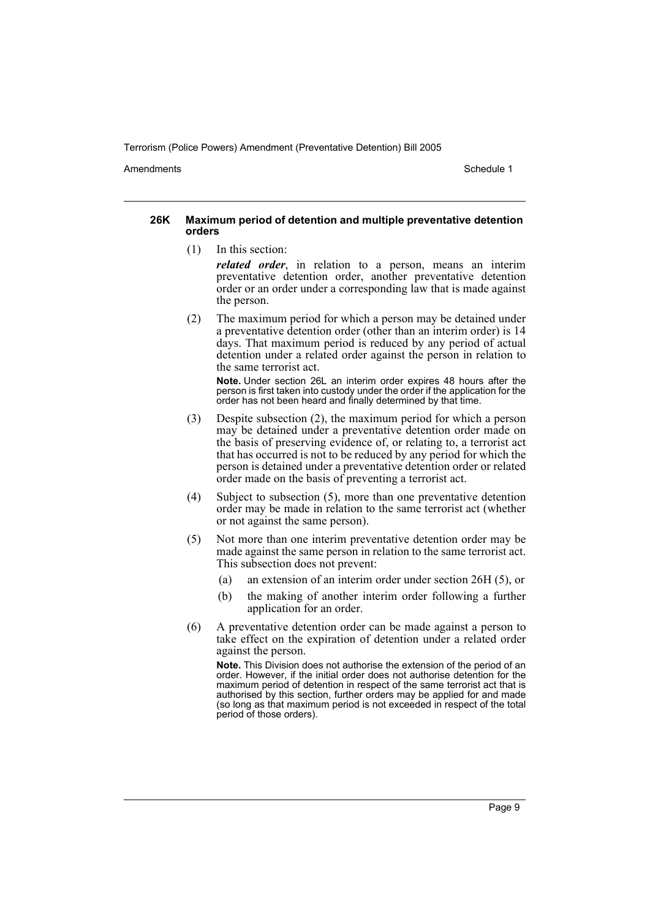#### 26K Maximum period of detention and multiple preventative detention orders

(1) In this section:

***related order***, in relation to a person, means an interim preventative detention order, another preventative detention order or an order under a corresponding law that is made against the person.

(2) The maximum period for which a person may be detained under a preventative detention order (other than an interim order) is 14 days. That maximum period is reduced by any period of actual detention under a related order against the person in relation to the same terrorist act.

**Note.** Under section 26L an interim order expires 48 hours after the person is first taken into custody under the order if the application for the order has not been heard and finally determined by that time.

(3) Despite subsection (2), the maximum period for which a person may be detained under a preventative detention order made on the basis of preserving evidence of, or relating to, a terrorist act that has occurred is not to be reduced by any period for which the person is detained under a preventative detention order or related order made on the basis of preventing a terrorist act.

(4) Subject to subsection (5), more than one preventative detention order may be made in relation to the same terrorist act (whether or not against the same person).

(5) Not more than one interim preventative detention order may be made against the same person in relation to the same terrorist act. This subsection does not prevent:

- (a) an extension of an interim order under section 26H (5), or
- (b) the making of another interim order following a further application for an order.

(6) A preventative detention order can be made against a person to take effect on the expiration of detention under a related order against the person.

**Note.** This Division does not authorise the extension of the period of an order. However, if the initial order does not authorise detention for the maximum period of detention in respect of the same terrorist act that is authorised by this section, further orders may be applied for and made (so long as that maximum period is not exceeded in respect of the total period of those orders).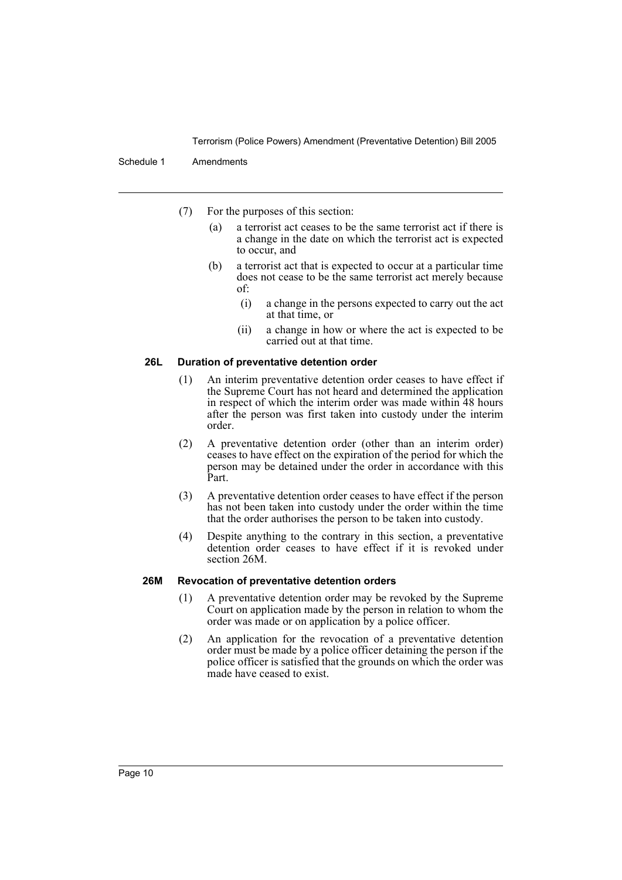(7) For the purposes of this section:

(a) a terrorist act ceases to be the same terrorist act if there is a change in the date on which the terrorist act is expected to occur, and

(b) a terrorist act that is expected to occur at a particular time does not cease to be the same terrorist act merely because of:

(i) a change in the persons expected to carry out the act at that time, or

(ii) a change in how or where the act is expected to be carried out at that time.

#### 26L Duration of preventative detention order

(1) An interim preventative detention order ceases to have effect if the Supreme Court has not heard and determined the application in respect of which the interim order was made within 48 hours after the person was first taken into custody under the interim order.

(2) A preventative detention order (other than an interim order) ceases to have effect on the expiration of the period for which the person may be detained under the order in accordance with this Part.

(3) A preventative detention order ceases to have effect if the person has not been taken into custody under the order within the time that the order authorises the person to be taken into custody.

(4) Despite anything to the contrary in this section, a preventative detention order ceases to have effect if it is revoked under section 26M.

#### 26M Revocation of preventative detention orders

(1) A preventative detention order may be revoked by the Supreme Court on application made by the person in relation to whom the order was made or on application by a police officer.

(2) An application for the revocation of a preventative detention order must be made by a police officer detaining the person if the police officer is satisfied that the grounds on which the order was made have ceased to exist.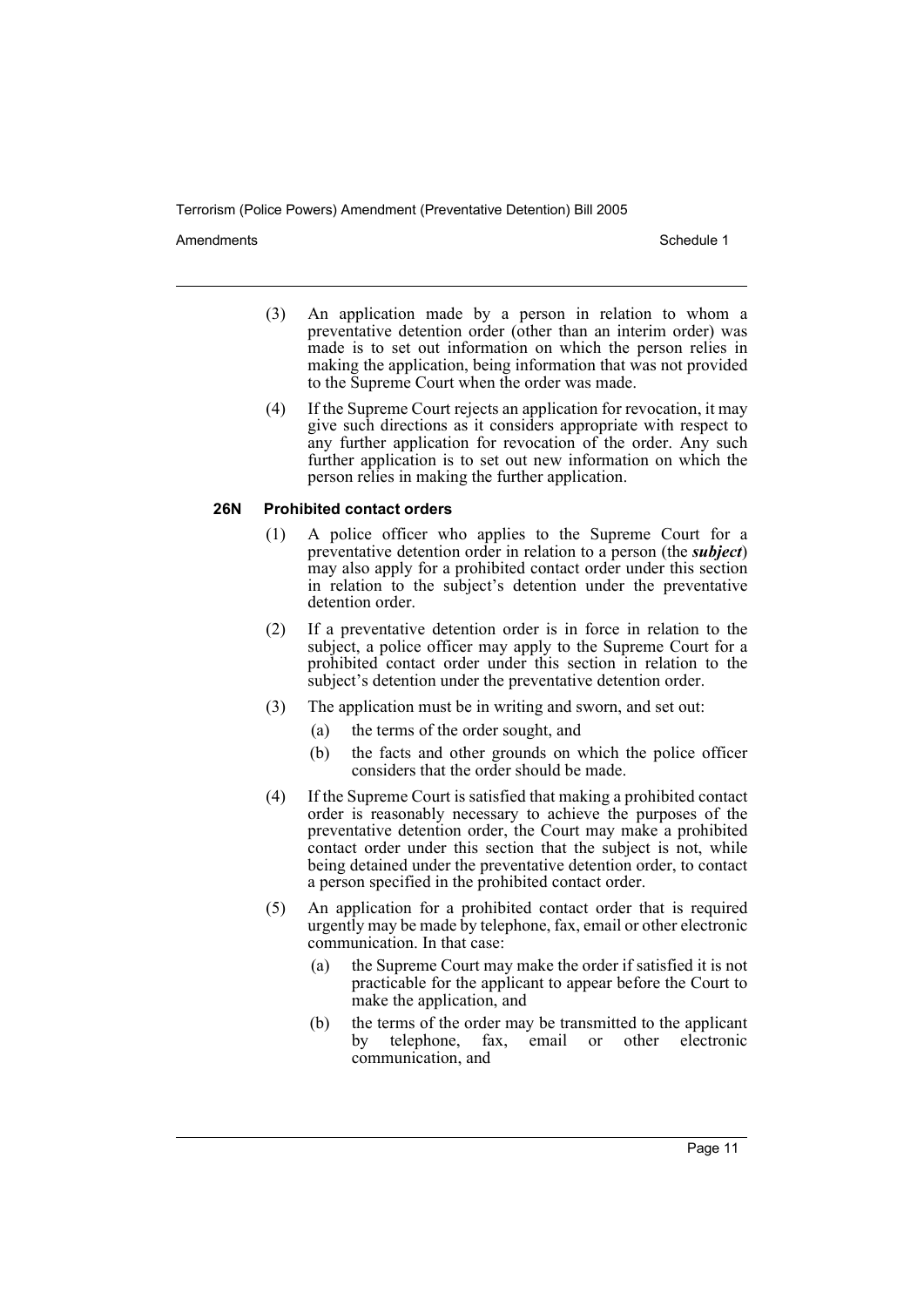(3) An application made by a person in relation to whom a preventative detention order (other than an interim order) was made is to set out information on which the person relies in making the application, being information that was not provided to the Supreme Court when the order was made.

(4) If the Supreme Court rejects an application for revocation, it may give such directions as it considers appropriate with respect to any further application for revocation of the order. Any such further application is to set out new information on which the person relies in making the further application.

### 26N Prohibited contact orders

(1) A police officer who applies to the Supreme Court for a preventative detention order in relation to a person (the ***subject***) may also apply for a prohibited contact order under this section in relation to the subject's detention under the preventative detention order.

(2) If a preventative detention order is in force in relation to the subject, a police officer may apply to the Supreme Court for a prohibited contact order under this section in relation to the subject's detention under the preventative detention order.

(3) The application must be in writing and sworn, and set out:

(a) the terms of the order sought, and

(b) the facts and other grounds on which the police officer considers that the order should be made.

(4) If the Supreme Court is satisfied that making a prohibited contact order is reasonably necessary to achieve the purposes of the preventative detention order, the Court may make a prohibited contact order under this section that the subject is not, while being detained under the preventative detention order, to contact a person specified in the prohibited contact order.

(5) An application for a prohibited contact order that is required urgently may be made by telephone, fax, email or other electronic communication. In that case:

(a) the Supreme Court may make the order if satisfied it is not practicable for the applicant to appear before the Court to make the application, and

(b) the terms of the order may be transmitted to the applicant by telephone, fax, email or other electronic communication, and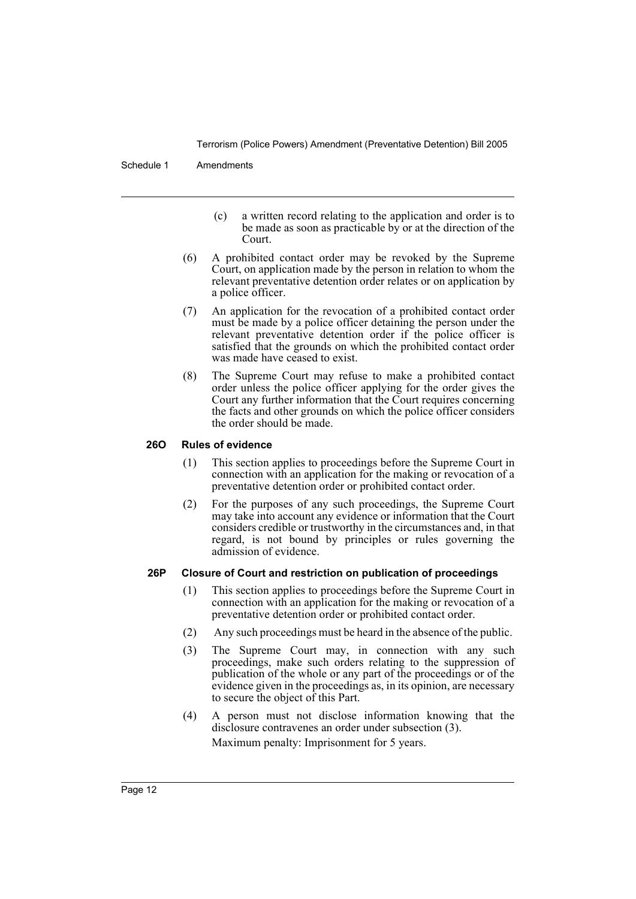(c) a written record relating to the application and order is to be made as soon as practicable by or at the direction of the Court.

(6) A prohibited contact order may be revoked by the Supreme Court, on application made by the person in relation to whom the relevant preventative detention order relates or on application by a police officer.

(7) An application for the revocation of a prohibited contact order must be made by a police officer detaining the person under the relevant preventative detention order if the police officer is satisfied that the grounds on which the prohibited contact order was made have ceased to exist.

(8) The Supreme Court may refuse to make a prohibited contact order unless the police officer applying for the order gives the Court any further information that the Court requires concerning the facts and other grounds on which the police officer considers the order should be made.

#### 26O Rules of evidence

(1) This section applies to proceedings before the Supreme Court in connection with an application for the making or revocation of a preventative detention order or prohibited contact order.

(2) For the purposes of any such proceedings, the Supreme Court may take into account any evidence or information that the Court considers credible or trustworthy in the circumstances and, in that regard, is not bound by principles or rules governing the admission of evidence.

#### 26P Closure of Court and restriction on publication of proceedings

(1) This section applies to proceedings before the Supreme Court in connection with an application for the making or revocation of a preventative detention order or prohibited contact order.

(2) Any such proceedings must be heard in the absence of the public.

(3) The Supreme Court may, in connection with any such proceedings, make such orders relating to the suppression of publication of the whole or any part of the proceedings or of the evidence given in the proceedings as, in its opinion, are necessary to secure the object of this Part.

(4) A person must not disclose information knowing that the disclosure contravenes an order under subsection (3).

Maximum penalty: Imprisonment for 5 years.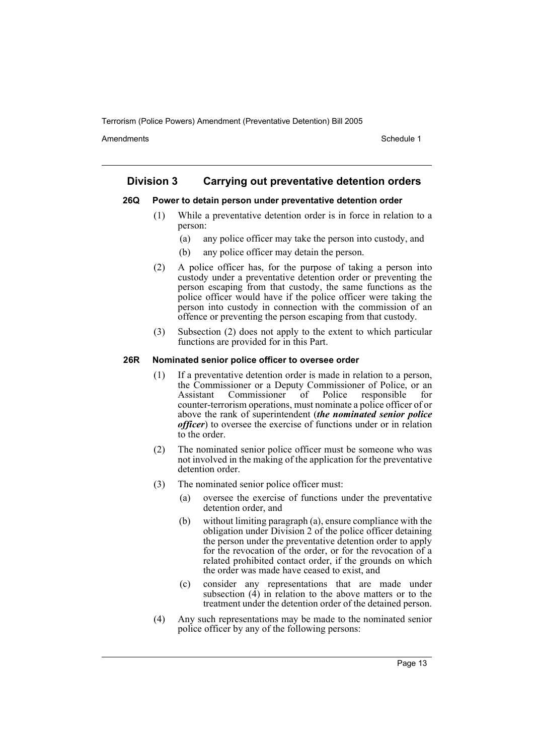## Division 3 Carrying out preventative detention orders

### 26Q Power to detain person under preventative detention order

(1) While a preventative detention order is in force in relation to a person:

- (a) any police officer may take the person into custody, and
- (b) any police officer may detain the person.

(2) A police officer has, for the purpose of taking a person into custody under a preventative detention order or preventing the person escaping from that custody, the same functions as the police officer would have if the police officer were taking the person into custody in connection with the commission of an offence or preventing the person escaping from that custody.

(3) Subsection (2) does not apply to the extent to which particular functions are provided for in this Part.

### 26R Nominated senior police officer to oversee order

(1) If a preventative detention order is made in relation to a person, the Commissioner or a Deputy Commissioner of Police, or an Assistant Commissioner of Police responsible for counter-terrorism operations, must nominate a police officer of or above the rank of superintendent (***the nominated senior police officer***) to oversee the exercise of functions under or in relation to the order.

(2) The nominated senior police officer must be someone who was not involved in the making of the application for the preventative detention order.

(3) The nominated senior police officer must:

- (a) oversee the exercise of functions under the preventative detention order, and
- (b) without limiting paragraph (a), ensure compliance with the obligation under Division 2 of the police officer detaining the person under the preventative detention order to apply for the revocation of the order, or for the revocation of a related prohibited contact order, if the grounds on which the order was made have ceased to exist, and
- (c) consider any representations that are made under subsection (4) in relation to the above matters or to the treatment under the detention order of the detained person.

(4) Any such representations may be made to the nominated senior police officer by any of the following persons: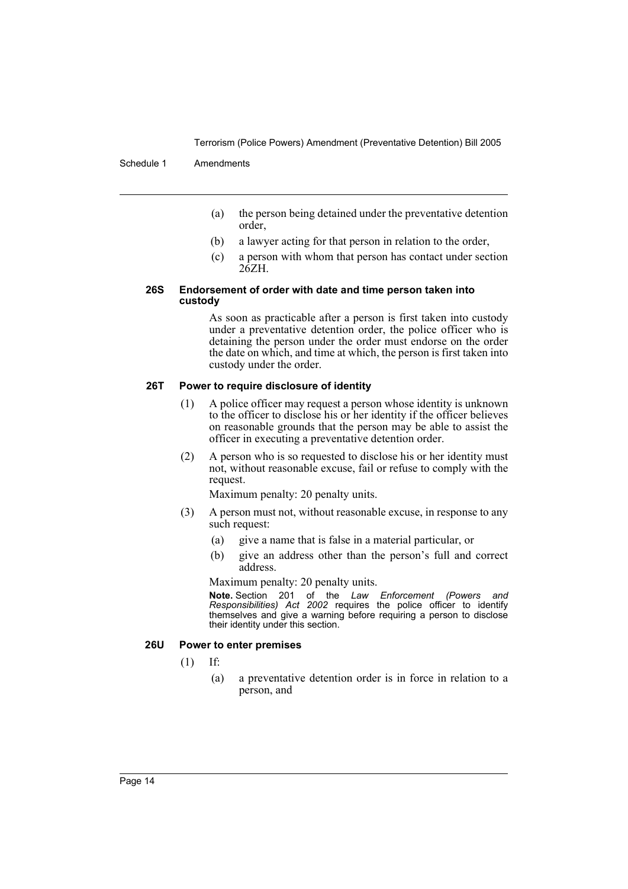(a) the person being detained under the preventative detention order,

(b) a lawyer acting for that person in relation to the order,

(c) a person with whom that person has contact under section 26ZH.

#### 26S Endorsement of order with date and time person taken into custody

As soon as practicable after a person is first taken into custody under a preventative detention order, the police officer who is detaining the person under the order must endorse on the order the date on which, and time at which, the person is first taken into custody under the order.

#### 26T Power to require disclosure of identity

(1) A police officer may request a person whose identity is unknown to the officer to disclose his or her identity if the officer believes on reasonable grounds that the person may be able to assist the officer in executing a preventative detention order.

(2) A person who is so requested to disclose his or her identity must not, without reasonable excuse, fail or refuse to comply with the request.

Maximum penalty: 20 penalty units.

(3) A person must not, without reasonable excuse, in response to any such request:

(a) give a name that is false in a material particular, or

(b) give an address other than the person's full and correct address.

Maximum penalty: 20 penalty units.

**Note.** Section 201 of the *Law Enforcement (Powers and Responsibilities) Act 2002* requires the police officer to identify themselves and give a warning before requiring a person to disclose their identity under this section.

#### 26U Power to enter premises

(1) If:

(a) a preventative detention order is in force in relation to a person, and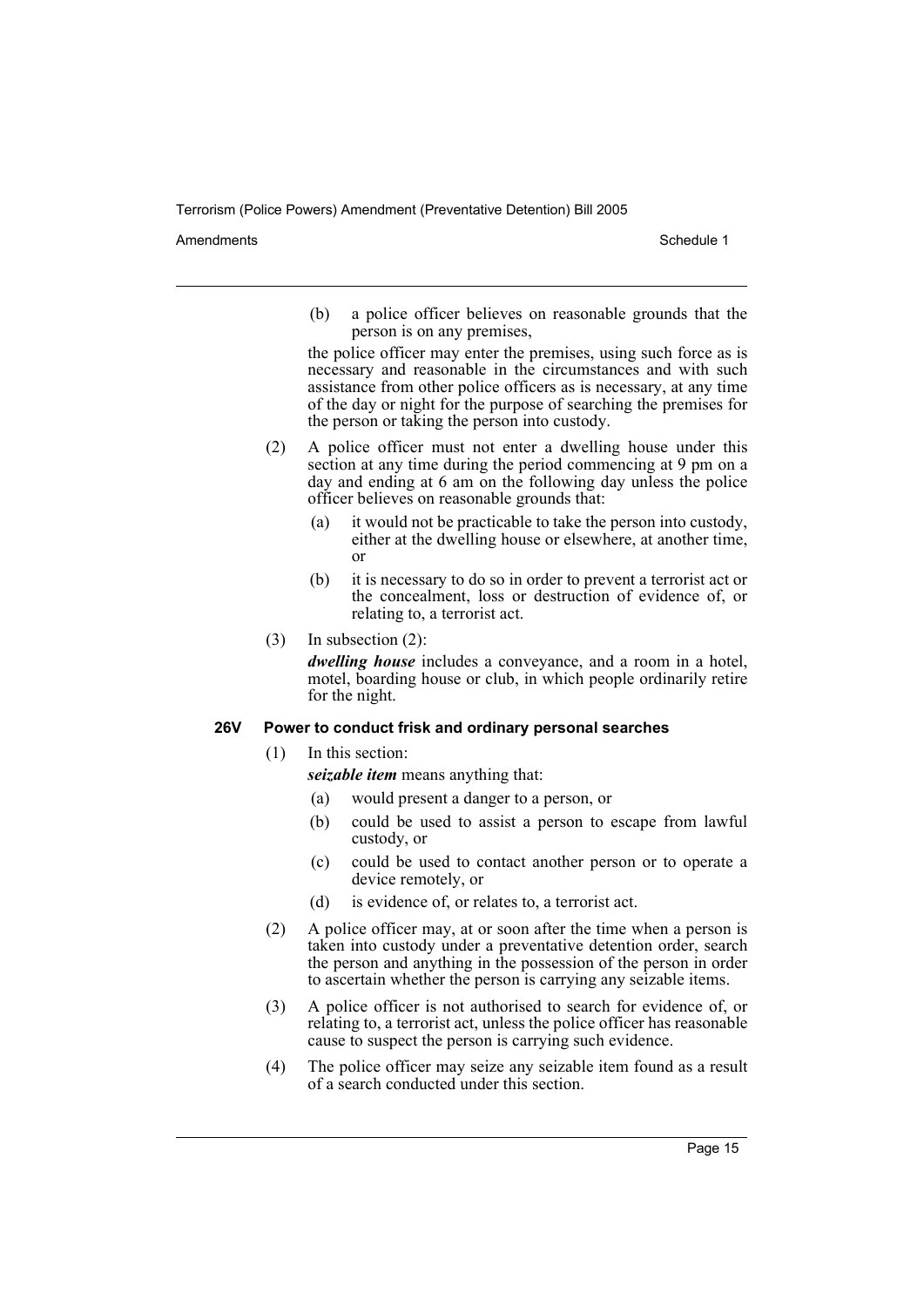(b) a police officer believes on reasonable grounds that the person is on any premises,

the police officer may enter the premises, using such force as is necessary and reasonable in the circumstances and with such assistance from other police officers as is necessary, at any time of the day or night for the purpose of searching the premises for the person or taking the person into custody.

(2) A police officer must not enter a dwelling house under this section at any time during the period commencing at 9 pm on a day and ending at 6 am on the following day unless the police officer believes on reasonable grounds that:

(a) it would not be practicable to take the person into custody, either at the dwelling house or elsewhere, at another time, or

(b) it is necessary to do so in order to prevent a terrorist act or the concealment, loss or destruction of evidence of, or relating to, a terrorist act.

(3) In subsection (2):

***dwelling house*** includes a conveyance, and a room in a hotel, motel, boarding house or club, in which people ordinarily retire for the night.

#### 26V Power to conduct frisk and ordinary personal searches

(1) In this section:

***seizable item*** means anything that:

(a) would present a danger to a person, or

(b) could be used to assist a person to escape from lawful custody, or

(c) could be used to contact another person or to operate a device remotely, or

(d) is evidence of, or relates to, a terrorist act.

(2) A police officer may, at or soon after the time when a person is taken into custody under a preventative detention order, search the person and anything in the possession of the person in order to ascertain whether the person is carrying any seizable items.

(3) A police officer is not authorised to search for evidence of, or relating to, a terrorist act, unless the police officer has reasonable cause to suspect the person is carrying such evidence.

(4) The police officer may seize any seizable item found as a result of a search conducted under this section.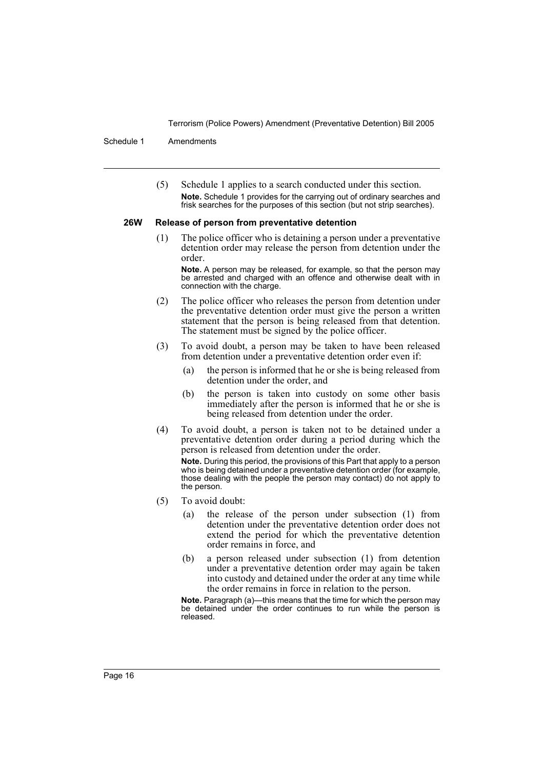(5) Schedule 1 applies to a search conducted under this section.

**Note.** Schedule 1 provides for the carrying out of ordinary searches and frisk searches for the purposes of this section (but not strip searches).

### 26W Release of person from preventative detention

(1) The police officer who is detaining a person under a preventative detention order may release the person from detention under the order.

**Note.** A person may be released, for example, so that the person may be arrested and charged with an offence and otherwise dealt with in connection with the charge.

(2) The police officer who releases the person from detention under the preventative detention order must give the person a written statement that the person is being released from that detention. The statement must be signed by the police officer.

(3) To avoid doubt, a person may be taken to have been released from detention under a preventative detention order even if:

- (a) the person is informed that he or she is being released from detention under the order, and
- (b) the person is taken into custody on some other basis immediately after the person is informed that he or she is being released from detention under the order.

(4) To avoid doubt, a person is taken not to be detained under a preventative detention order during a period during which the person is released from detention under the order.

**Note.** During this period, the provisions of this Part that apply to a person who is being detained under a preventative detention order (for example, those dealing with the people the person may contact) do not apply to the person.

(5) To avoid doubt:

- (a) the release of the person under subsection (1) from detention under the preventative detention order does not extend the period for which the preventative detention order remains in force, and
- (b) a person released under subsection (1) from detention under a preventative detention order may again be taken into custody and detained under the order at any time while the order remains in force in relation to the person.

**Note.** Paragraph (a)—this means that the time for which the person may be detained under the order continues to run while the person is released.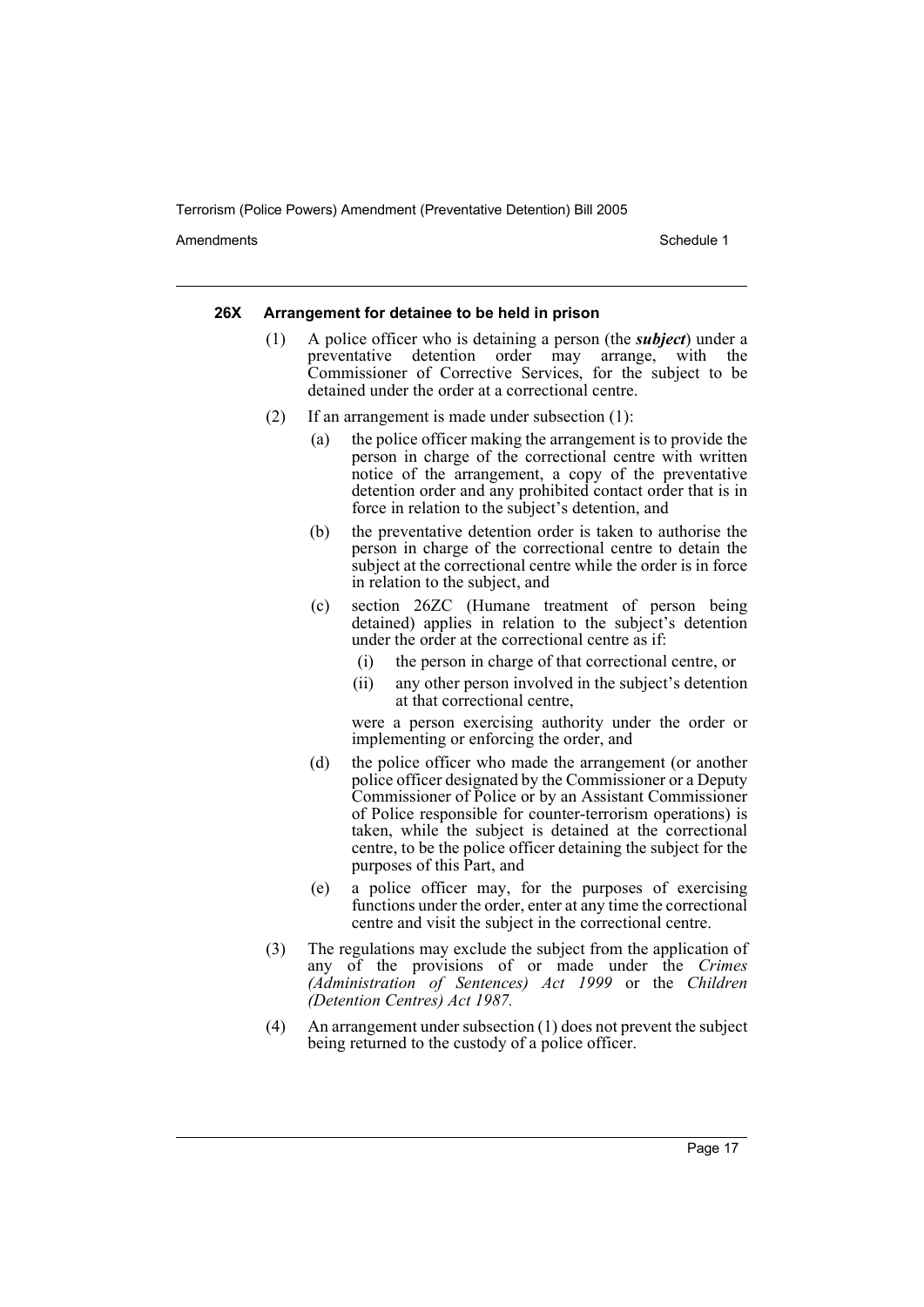#### 26X Arrangement for detainee to be held in prison

(1) A police officer who is detaining a person (the ***subject***) under a preventative detention order may arrange, with the Commissioner of Corrective Services, for the subject to be detained under the order at a correctional centre.

(2) If an arrangement is made under subsection (1):

- (a) the police officer making the arrangement is to provide the person in charge of the correctional centre with written notice of the arrangement, a copy of the preventative detention order and any prohibited contact order that is in force in relation to the subject's detention, and
- (b) the preventative detention order is taken to authorise the person in charge of the correctional centre to detain the subject at the correctional centre while the order is in force in relation to the subject, and
- (c) section 26ZC (Humane treatment of person being detained) applies in relation to the subject's detention under the order at the correctional centre as if:
  - (i) the person in charge of that correctional centre, or
  - (ii) any other person involved in the subject's detention at that correctional centre,

  were a person exercising authority under the order or implementing or enforcing the order, and
- (d) the police officer who made the arrangement (or another police officer designated by the Commissioner or a Deputy Commissioner of Police or by an Assistant Commissioner of Police responsible for counter-terrorism operations) is taken, while the subject is detained at the correctional centre, to be the police officer detaining the subject for the purposes of this Part, and
- (e) a police officer may, for the purposes of exercising functions under the order, enter at any time the correctional centre and visit the subject in the correctional centre.

(3) The regulations may exclude the subject from the application of any of the provisions of or made under the *Crimes (Administration of Sentences) Act 1999* or the *Children (Detention Centres) Act 1987.*

(4) An arrangement under subsection (1) does not prevent the subject being returned to the custody of a police officer.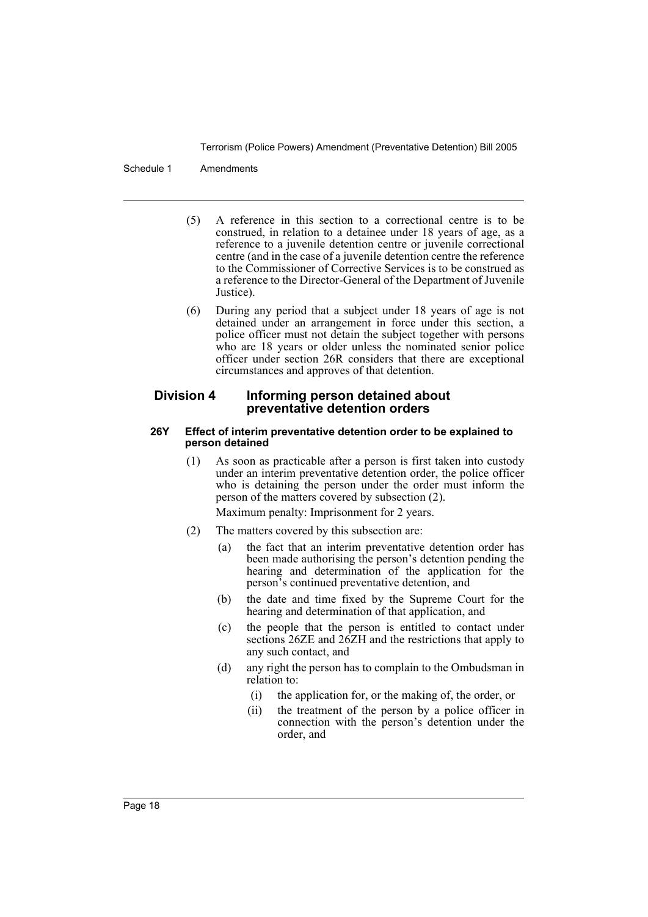(5) A reference in this section to a correctional centre is to be construed, in relation to a detainee under 18 years of age, as a reference to a juvenile detention centre or juvenile correctional centre (and in the case of a juvenile detention centre the reference to the Commissioner of Corrective Services is to be construed as a reference to the Director-General of the Department of Juvenile Justice).

(6) During any period that a subject under 18 years of age is not detained under an arrangement in force under this section, a police officer must not detain the subject together with persons who are 18 years or older unless the nominated senior police officer under section 26R considers that there are exceptional circumstances and approves of that detention.

## Division 4 Informing person detained about preventative detention orders

### 26Y Effect of interim preventative detention order to be explained to person detained

(1) As soon as practicable after a person is first taken into custody under an interim preventative detention order, the police officer who is detaining the person under the order must inform the person of the matters covered by subsection (2).

Maximum penalty: Imprisonment for 2 years.

(2) The matters covered by this subsection are:

- (a) the fact that an interim preventative detention order has been made authorising the person's detention pending the hearing and determination of the application for the person's continued preventative detention, and
- (b) the date and time fixed by the Supreme Court for the hearing and determination of that application, and
- (c) the people that the person is entitled to contact under sections 26ZE and 26ZH and the restrictions that apply to any such contact, and
- (d) any right the person has to complain to the Ombudsman in relation to:
  - (i) the application for, or the making of, the order, or
  - (ii) the treatment of the person by a police officer in connection with the person's detention under the order, and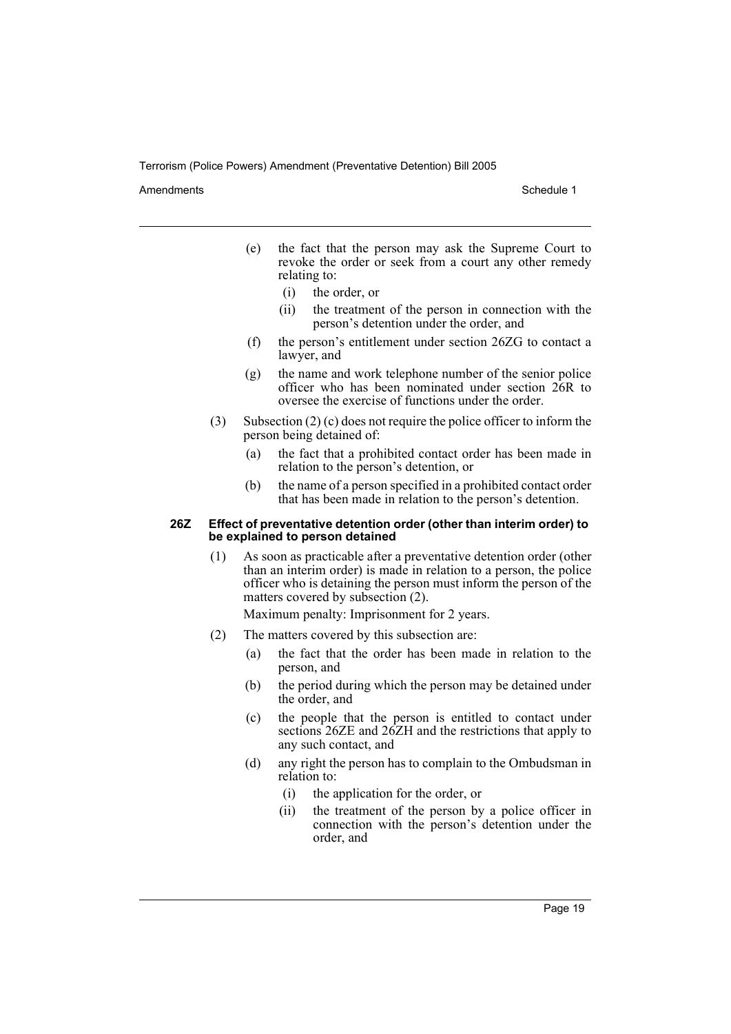(e) the fact that the person may ask the Supreme Court to revoke the order or seek from a court any other remedy relating to:

   (i) the order, or

   (ii) the treatment of the person in connection with the person's detention under the order, and

(f) the person's entitlement under section 26ZG to contact a lawyer, and

(g) the name and work telephone number of the senior police officer who has been nominated under section 26R to oversee the exercise of functions under the order.

(3) Subsection (2) (c) does not require the police officer to inform the person being detained of:

   (a) the fact that a prohibited contact order has been made in relation to the person's detention, or

   (b) the name of a person specified in a prohibited contact order that has been made in relation to the person's detention.

#### 26Z Effect of preventative detention order (other than interim order) to be explained to person detained

(1) As soon as practicable after a preventative detention order (other than an interim order) is made in relation to a person, the police officer who is detaining the person must inform the person of the matters covered by subsection (2).

Maximum penalty: Imprisonment for 2 years.

(2) The matters covered by this subsection are:

   (a) the fact that the order has been made in relation to the person, and

   (b) the period during which the person may be detained under the order, and

   (c) the people that the person is entitled to contact under sections 26ZE and 26ZH and the restrictions that apply to any such contact, and

   (d) any right the person has to complain to the Ombudsman in relation to:

      (i) the application for the order, or

      (ii) the treatment of the person by a police officer in connection with the person's detention under the order, and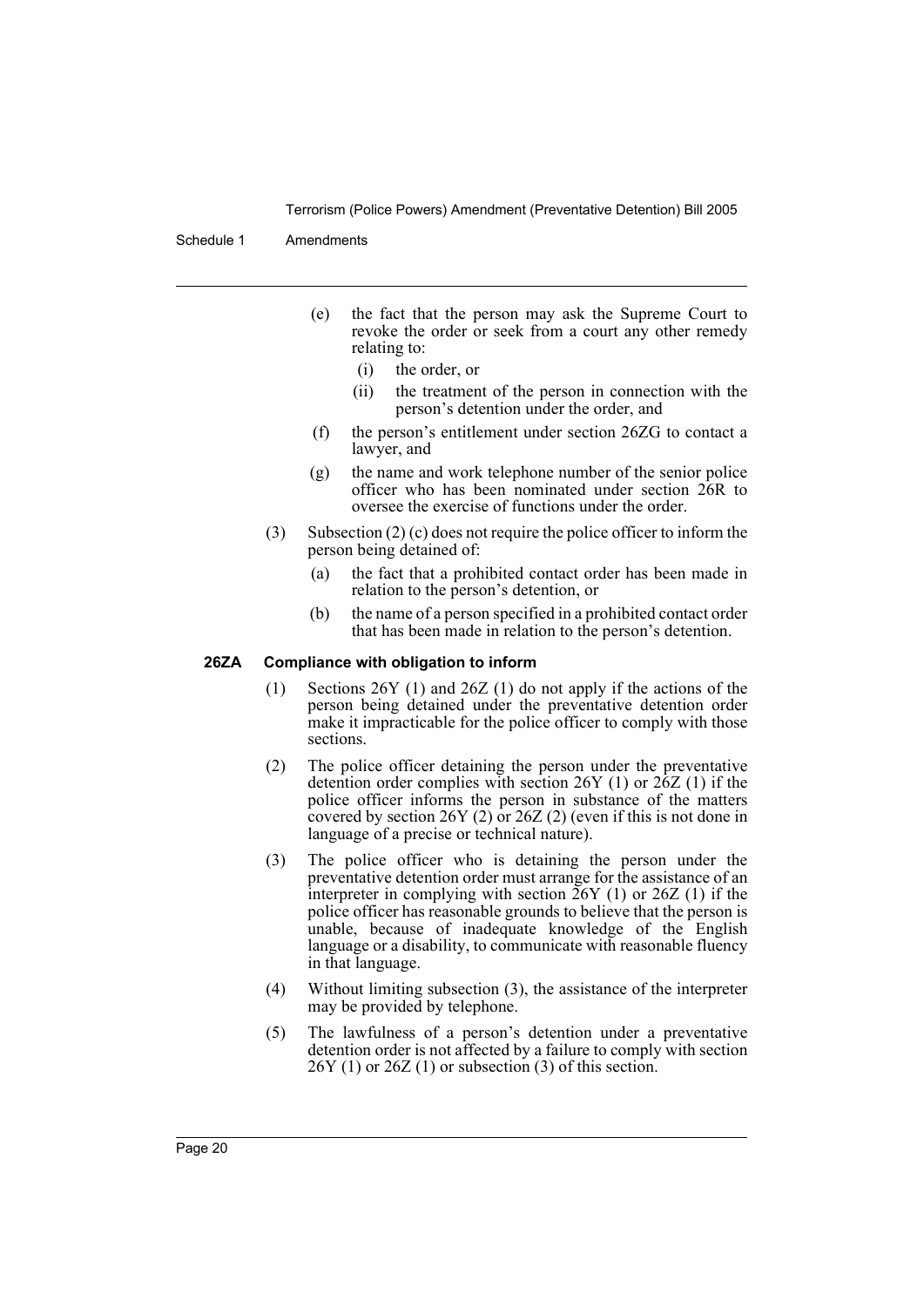(e) the fact that the person may ask the Supreme Court to revoke the order or seek from a court any other remedy relating to:

  (i) the order, or

  (ii) the treatment of the person in connection with the person's detention under the order, and

(f) the person's entitlement under section 26ZG to contact a lawyer, and

(g) the name and work telephone number of the senior police officer who has been nominated under section 26R to oversee the exercise of functions under the order.

(3) Subsection (2) (c) does not require the police officer to inform the person being detained of:

  (a) the fact that a prohibited contact order has been made in relation to the person's detention, or

  (b) the name of a person specified in a prohibited contact order that has been made in relation to the person's detention.

**26ZA Compliance with obligation to inform**

(1) Sections 26Y (1) and 26Z (1) do not apply if the actions of the person being detained under the preventative detention order make it impracticable for the police officer to comply with those sections.

(2) The police officer detaining the person under the preventative detention order complies with section 26Y (1) or 26Z (1) if the police officer informs the person in substance of the matters covered by section 26Y (2) or 26Z (2) (even if this is not done in language of a precise or technical nature).

(3) The police officer who is detaining the person under the preventative detention order must arrange for the assistance of an interpreter in complying with section 26Y (1) or 26Z (1) if the police officer has reasonable grounds to believe that the person is unable, because of inadequate knowledge of the English language or a disability, to communicate with reasonable fluency in that language.

(4) Without limiting subsection (3), the assistance of the interpreter may be provided by telephone.

(5) The lawfulness of a person's detention under a preventative detention order is not affected by a failure to comply with section 26Y (1) or 26Z (1) or subsection (3) of this section.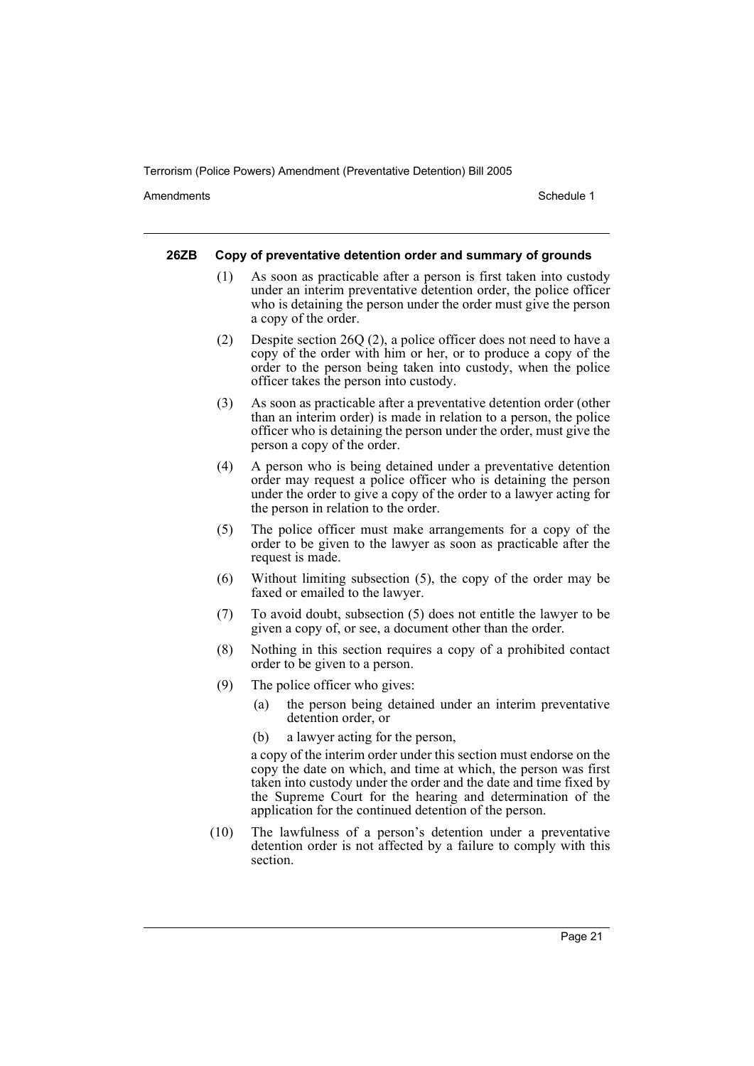#### 26ZB Copy of preventative detention order and summary of grounds

(1) As soon as practicable after a person is first taken into custody under an interim preventative detention order, the police officer who is detaining the person under the order must give the person a copy of the order.

(2) Despite section 26Q (2), a police officer does not need to have a copy of the order with him or her, or to produce a copy of the order to the person being taken into custody, when the police officer takes the person into custody.

(3) As soon as practicable after a preventative detention order (other than an interim order) is made in relation to a person, the police officer who is detaining the person under the order, must give the person a copy of the order.

(4) A person who is being detained under a preventative detention order may request a police officer who is detaining the person under the order to give a copy of the order to a lawyer acting for the person in relation to the order.

(5) The police officer must make arrangements for a copy of the order to be given to the lawyer as soon as practicable after the request is made.

(6) Without limiting subsection (5), the copy of the order may be faxed or emailed to the lawyer.

(7) To avoid doubt, subsection (5) does not entitle the lawyer to be given a copy of, or see, a document other than the order.

(8) Nothing in this section requires a copy of a prohibited contact order to be given to a person.

(9) The police officer who gives:

- (a) the person being detained under an interim preventative detention order, or
- (b) a lawyer acting for the person,

a copy of the interim order under this section must endorse on the copy the date on which, and time at which, the person was first taken into custody under the order and the date and time fixed by the Supreme Court for the hearing and determination of the application for the continued detention of the person.

(10) The lawfulness of a person's detention under a preventative detention order is not affected by a failure to comply with this section.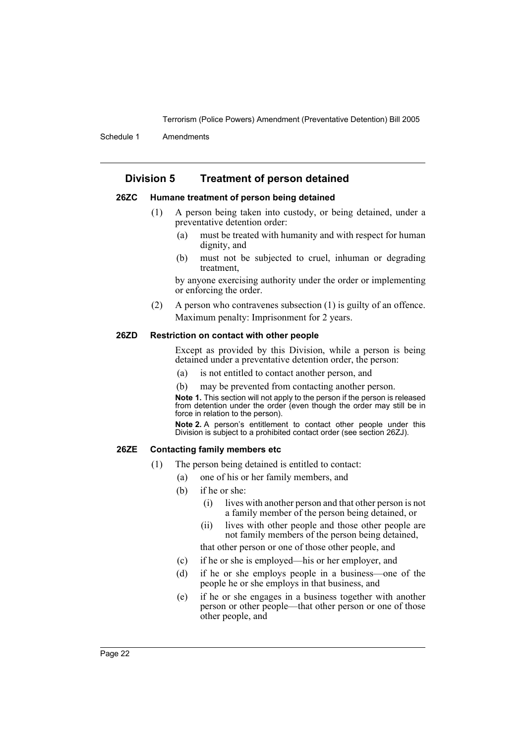## Division 5 Treatment of person detained

### 26ZC Humane treatment of person being detained

(1) A person being taken into custody, or being detained, under a preventative detention order:

- (a) must be treated with humanity and with respect for human dignity, and
- (b) must not be subjected to cruel, inhuman or degrading treatment,

by anyone exercising authority under the order or implementing or enforcing the order.

(2) A person who contravenes subsection (1) is guilty of an offence.

Maximum penalty: Imprisonment for 2 years.

### 26ZD Restriction on contact with other people

Except as provided by this Division, while a person is being detained under a preventative detention order, the person:

- (a) is not entitled to contact another person, and
- (b) may be prevented from contacting another person.

**Note 1.** This section will not apply to the person if the person is released from detention under the order (even though the order may still be in force in relation to the person).

**Note 2.** A person's entitlement to contact other people under this Division is subject to a prohibited contact order (see section 26ZJ).

### 26ZE Contacting family members etc

(1) The person being detained is entitled to contact:

- (a) one of his or her family members, and
- (b) if he or she:
  - (i) lives with another person and that other person is not a family member of the person being detained, or
  - (ii) lives with other people and those other people are not family members of the person being detained,

  that other person or one of those other people, and
- (c) if he or she is employed—his or her employer, and
- (d) if he or she employs people in a business—one of the people he or she employs in that business, and
- (e) if he or she engages in a business together with another person or other people—that other person or one of those other people, and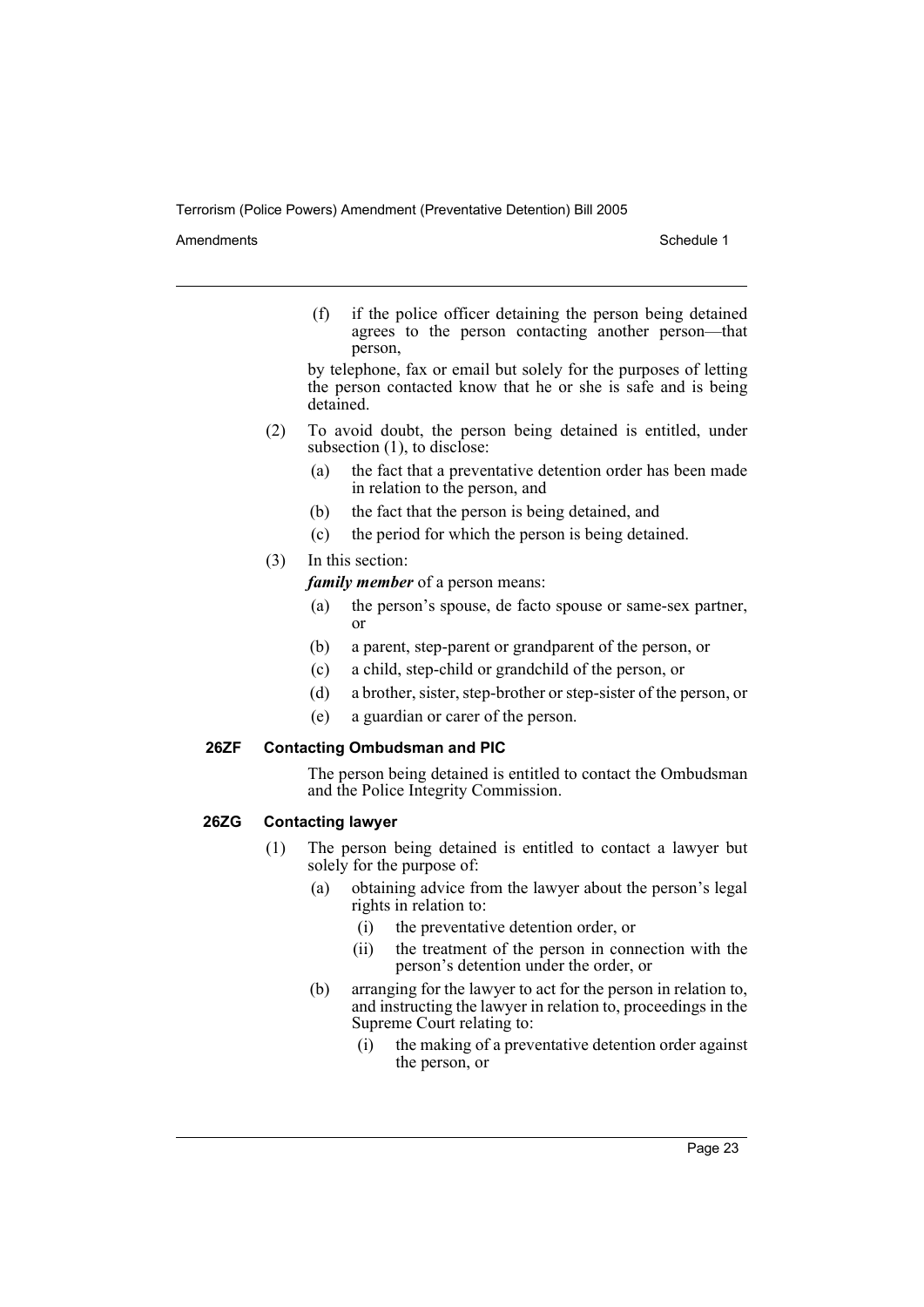(f) if the police officer detaining the person being detained agrees to the person contacting another person—that person,

by telephone, fax or email but solely for the purposes of letting the person contacted know that he or she is safe and is being detained.

(2) To avoid doubt, the person being detained is entitled, under subsection (1), to disclose:

(a) the fact that a preventative detention order has been made in relation to the person, and

(b) the fact that the person is being detained, and

(c) the period for which the person is being detained.

(3) In this section:

***family member*** of a person means:

(a) the person's spouse, de facto spouse or same-sex partner, or

(b) a parent, step-parent or grandparent of the person, or

(c) a child, step-child or grandchild of the person, or

(d) a brother, sister, step-brother or step-sister of the person, or

(e) a guardian or carer of the person.

**26ZF Contacting Ombudsman and PIC**

The person being detained is entitled to contact the Ombudsman and the Police Integrity Commission.

**26ZG Contacting lawyer**

(1) The person being detained is entitled to contact a lawyer but solely for the purpose of:

(a) obtaining advice from the lawyer about the person's legal rights in relation to:

(i) the preventative detention order, or

(ii) the treatment of the person in connection with the person's detention under the order, or

(b) arranging for the lawyer to act for the person in relation to, and instructing the lawyer in relation to, proceedings in the Supreme Court relating to:

(i) the making of a preventative detention order against the person, or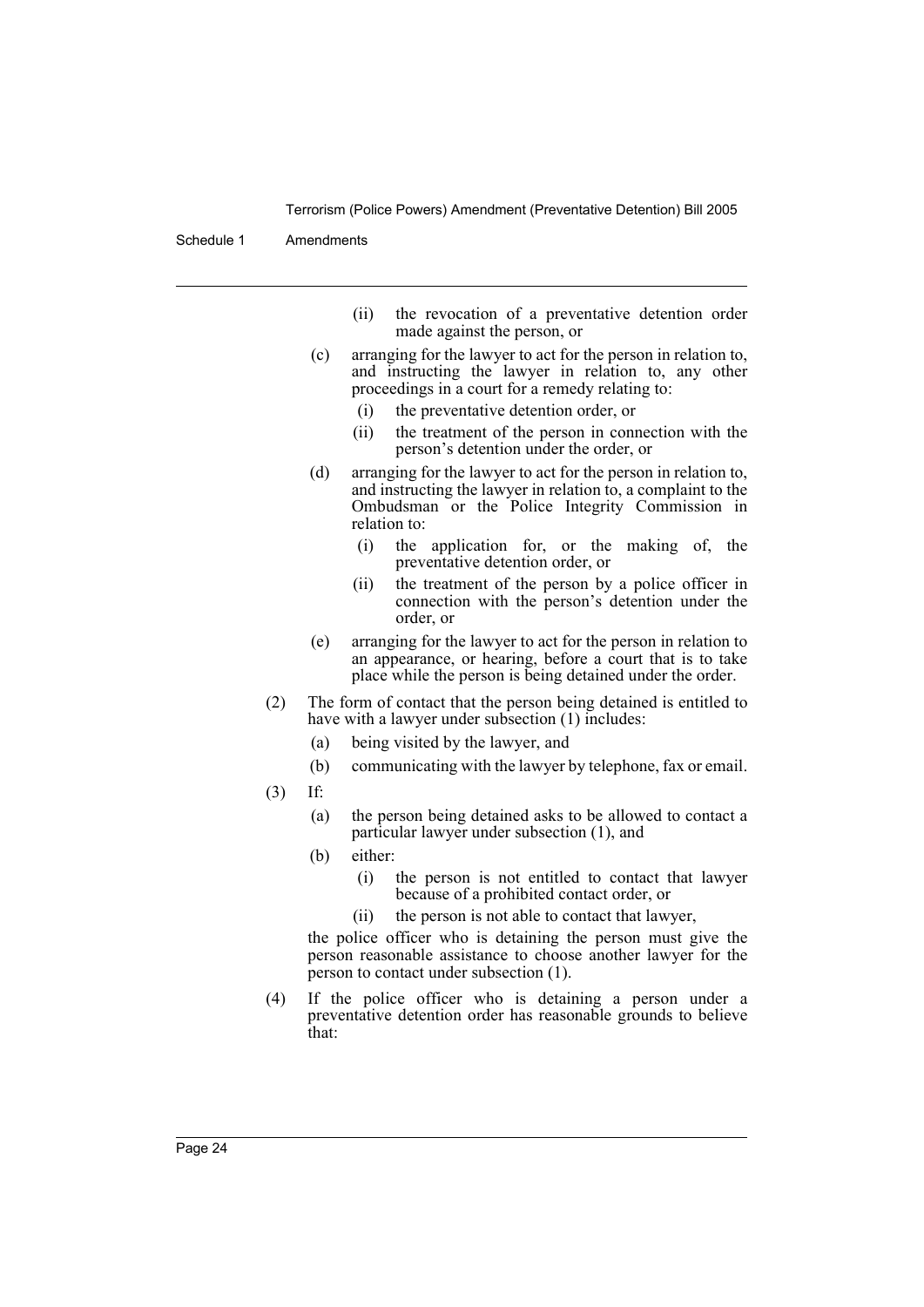- (ii) the revocation of a preventative detention order made against the person, or
- (c) arranging for the lawyer to act for the person in relation to, and instructing the lawyer in relation to, any other proceedings in a court for a remedy relating to:
  - (i) the preventative detention order, or
  - (ii) the treatment of the person in connection with the person's detention under the order, or
- (d) arranging for the lawyer to act for the person in relation to, and instructing the lawyer in relation to, a complaint to the Ombudsman or the Police Integrity Commission in relation to:
  - (i) the application for, or the making of, the preventative detention order, or
  - (ii) the treatment of the person by a police officer in connection with the person's detention under the order, or
- (e) arranging for the lawyer to act for the person in relation to an appearance, or hearing, before a court that is to take place while the person is being detained under the order.

(2) The form of contact that the person being detained is entitled to have with a lawyer under subsection (1) includes:

- (a) being visited by the lawyer, and
- (b) communicating with the lawyer by telephone, fax or email.

(3) If:

- (a) the person being detained asks to be allowed to contact a particular lawyer under subsection (1), and
- (b) either:
  - (i) the person is not entitled to contact that lawyer because of a prohibited contact order, or
  - (ii) the person is not able to contact that lawyer,

the police officer who is detaining the person must give the person reasonable assistance to choose another lawyer for the person to contact under subsection (1).

(4) If the police officer who is detaining a person under a preventative detention order has reasonable grounds to believe that: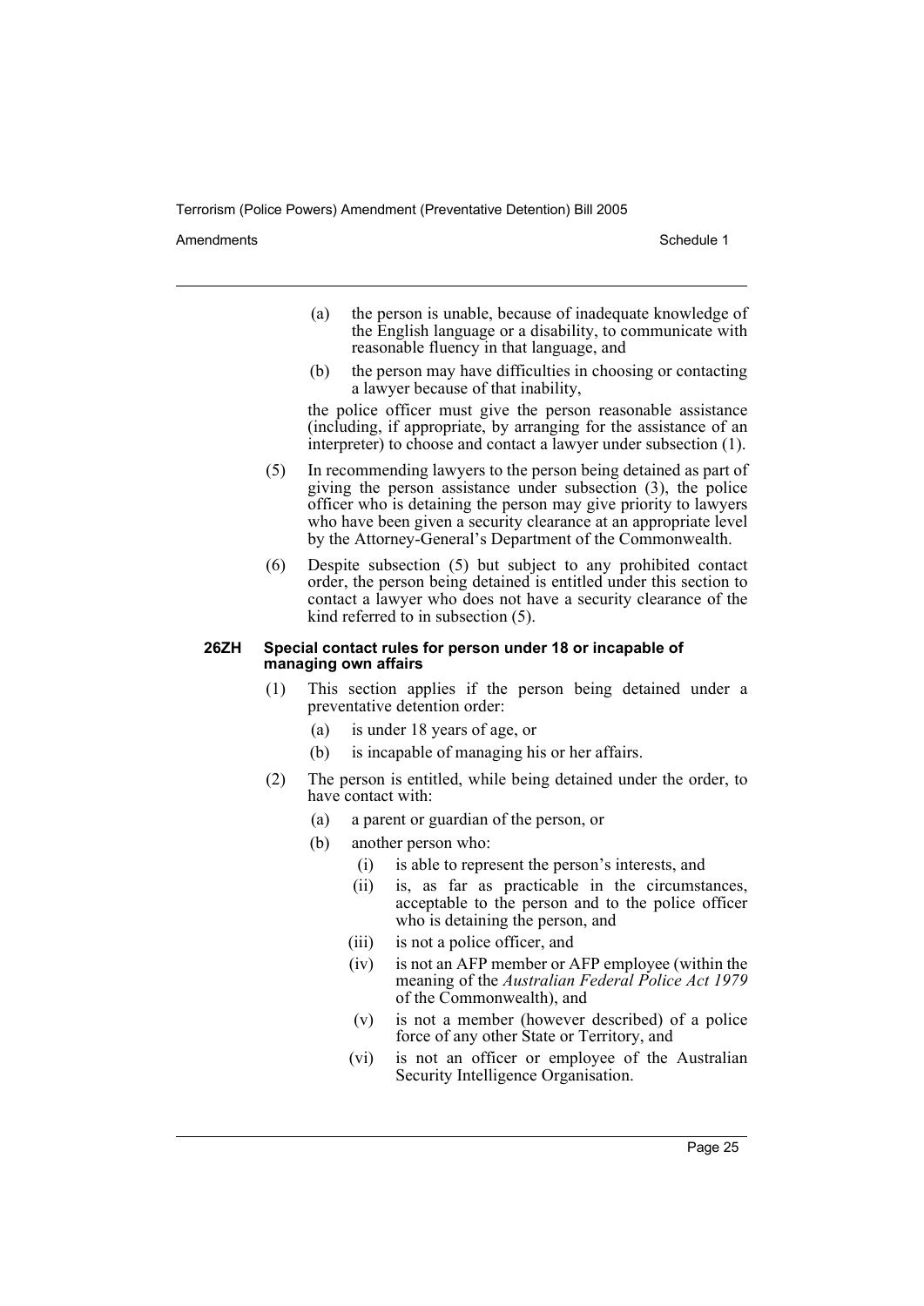(a) the person is unable, because of inadequate knowledge of the English language or a disability, to communicate with reasonable fluency in that language, and

(b) the person may have difficulties in choosing or contacting a lawyer because of that inability,

the police officer must give the person reasonable assistance (including, if appropriate, by arranging for the assistance of an interpreter) to choose and contact a lawyer under subsection (1).

(5) In recommending lawyers to the person being detained as part of giving the person assistance under subsection (3), the police officer who is detaining the person may give priority to lawyers who have been given a security clearance at an appropriate level by the Attorney-General's Department of the Commonwealth.

(6) Despite subsection (5) but subject to any prohibited contact order, the person being detained is entitled under this section to contact a lawyer who does not have a security clearance of the kind referred to in subsection (5).

#### 26ZH Special contact rules for person under 18 or incapable of managing own affairs

(1) This section applies if the person being detained under a preventative detention order:

(a) is under 18 years of age, or

(b) is incapable of managing his or her affairs.

(2) The person is entitled, while being detained under the order, to have contact with:

(a) a parent or guardian of the person, or

(b) another person who:

(i) is able to represent the person's interests, and

(ii) is, as far as practicable in the circumstances, acceptable to the person and to the police officer who is detaining the person, and

(iii) is not a police officer, and

(iv) is not an AFP member or AFP employee (within the meaning of the *Australian Federal Police Act 1979* of the Commonwealth), and

(v) is not a member (however described) of a police force of any other State or Territory, and

(vi) is not an officer or employee of the Australian Security Intelligence Organisation.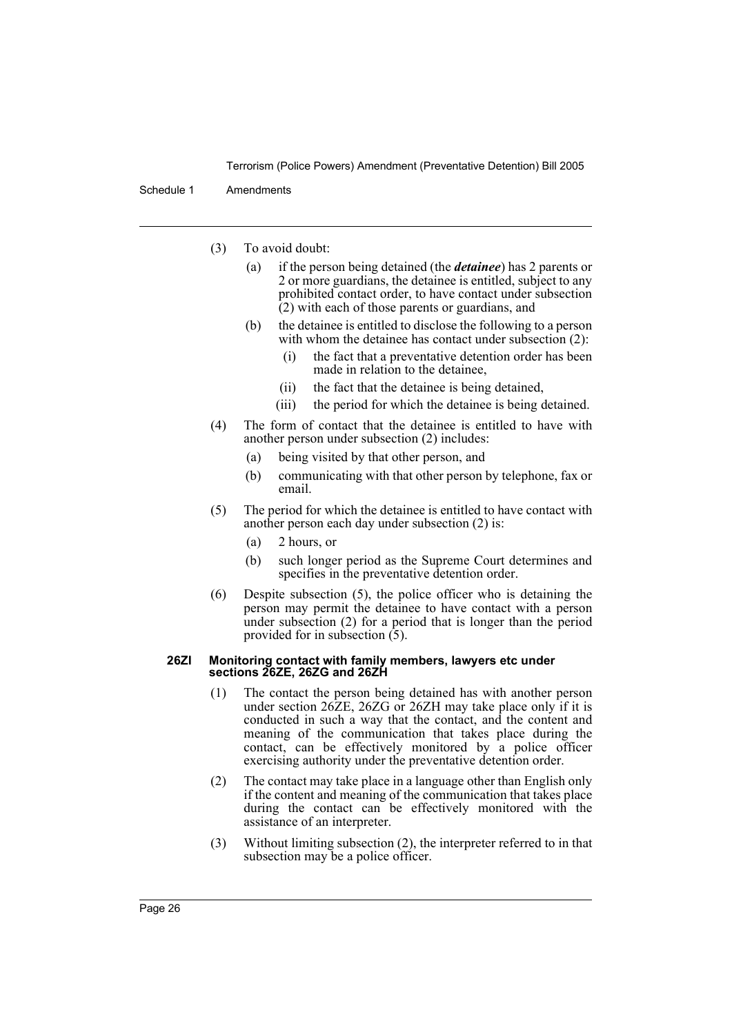(3) To avoid doubt:

(a) if the person being detained (the ***detainee***) has 2 parents or 2 or more guardians, the detainee is entitled, subject to any prohibited contact order, to have contact under subsection (2) with each of those parents or guardians, and

(b) the detainee is entitled to disclose the following to a person with whom the detainee has contact under subsection (2):

(i) the fact that a preventative detention order has been made in relation to the detainee,

(ii) the fact that the detainee is being detained,

(iii) the period for which the detainee is being detained.

(4) The form of contact that the detainee is entitled to have with another person under subsection (2) includes:

(a) being visited by that other person, and

(b) communicating with that other person by telephone, fax or email.

(5) The period for which the detainee is entitled to have contact with another person each day under subsection (2) is:

(a) 2 hours, or

(b) such longer period as the Supreme Court determines and specifies in the preventative detention order.

(6) Despite subsection (5), the police officer who is detaining the person may permit the detainee to have contact with a person under subsection (2) for a period that is longer than the period provided for in subsection (5).

#### 26ZI Monitoring contact with family members, lawyers etc under sections 26ZE, 26ZG and 26ZH

(1) The contact the person being detained has with another person under section 26ZE, 26ZG or 26ZH may take place only if it is conducted in such a way that the contact, and the content and meaning of the communication that takes place during the contact, can be effectively monitored by a police officer exercising authority under the preventative detention order.

(2) The contact may take place in a language other than English only if the content and meaning of the communication that takes place during the contact can be effectively monitored with the assistance of an interpreter.

(3) Without limiting subsection (2), the interpreter referred to in that subsection may be a police officer.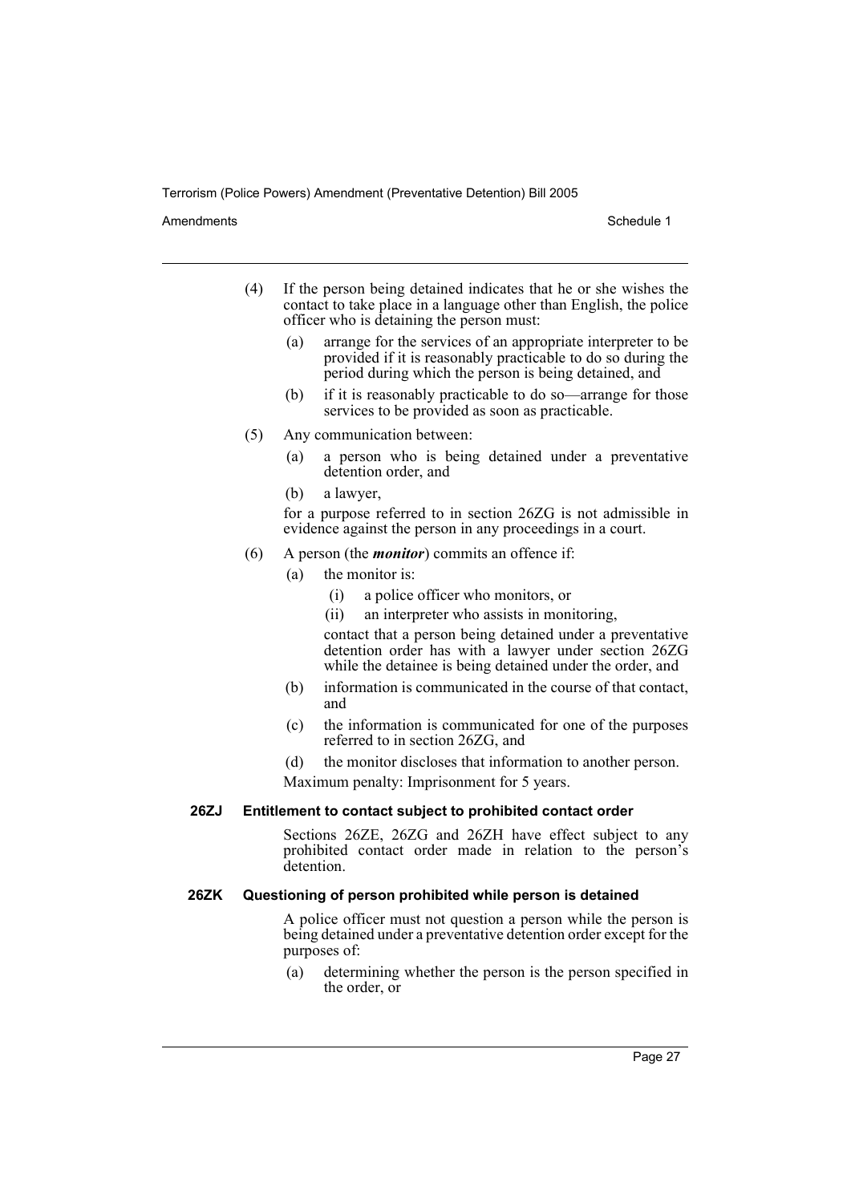(4) If the person being detained indicates that he or she wishes the contact to take place in a language other than English, the police officer who is detaining the person must:

(a) arrange for the services of an appropriate interpreter to be provided if it is reasonably practicable to do so during the period during which the person is being detained, and

(b) if it is reasonably practicable to do so—arrange for those services to be provided as soon as practicable.

(5) Any communication between:

(a) a person who is being detained under a preventative detention order, and

(b) a lawyer,

for a purpose referred to in section 26ZG is not admissible in evidence against the person in any proceedings in a court.

(6) A person (the ***monitor***) commits an offence if:

(a) the monitor is:

(i) a police officer who monitors, or

(ii) an interpreter who assists in monitoring,

contact that a person being detained under a preventative detention order has with a lawyer under section 26ZG while the detainee is being detained under the order, and

(b) information is communicated in the course of that contact, and

(c) the information is communicated for one of the purposes referred to in section 26ZG, and

(d) the monitor discloses that information to another person.

Maximum penalty: Imprisonment for 5 years.

**26ZJ Entitlement to contact subject to prohibited contact order**

Sections 26ZE, 26ZG and 26ZH have effect subject to any prohibited contact order made in relation to the person's detention.

**26ZK Questioning of person prohibited while person is detained**

A police officer must not question a person while the person is being detained under a preventative detention order except for the purposes of:

(a) determining whether the person is the person specified in the order, or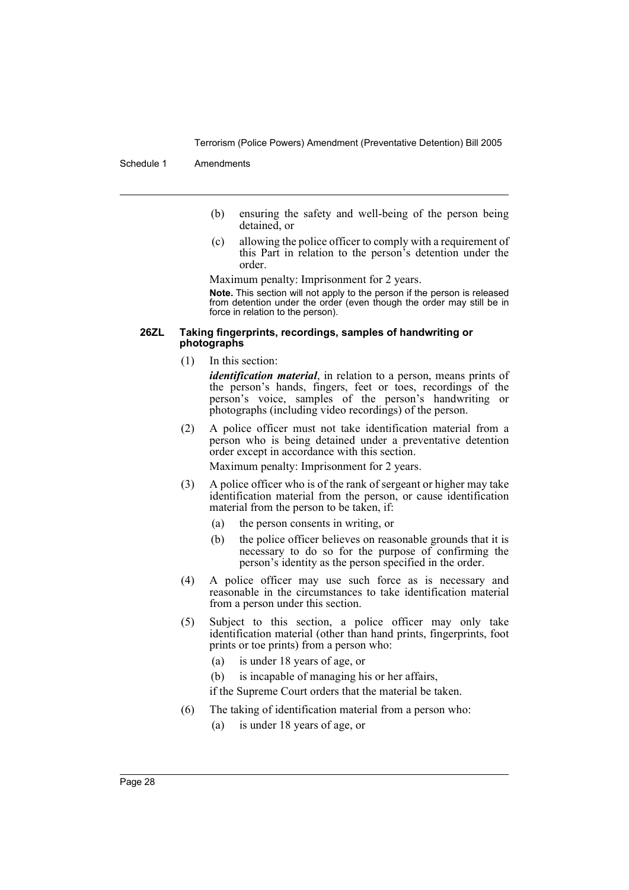(b) ensuring the safety and well-being of the person being detained, or

(c) allowing the police officer to comply with a requirement of this Part in relation to the person's detention under the order.

Maximum penalty: Imprisonment for 2 years.

**Note.** This section will not apply to the person if the person is released from detention under the order (even though the order may still be in force in relation to the person).

#### 26ZL Taking fingerprints, recordings, samples of handwriting or photographs

(1) In this section:

*identification material*, in relation to a person, means prints of the person's hands, fingers, feet or toes, recordings of the person's voice, samples of the person's handwriting or photographs (including video recordings) of the person.

(2) A police officer must not take identification material from a person who is being detained under a preventative detention order except in accordance with this section.

Maximum penalty: Imprisonment for 2 years.

(3) A police officer who is of the rank of sergeant or higher may take identification material from the person, or cause identification material from the person to be taken, if:

(a) the person consents in writing, or

(b) the police officer believes on reasonable grounds that it is necessary to do so for the purpose of confirming the person's identity as the person specified in the order.

(4) A police officer may use such force as is necessary and reasonable in the circumstances to take identification material from a person under this section.

(5) Subject to this section, a police officer may only take identification material (other than hand prints, fingerprints, foot prints or toe prints) from a person who:

(a) is under 18 years of age, or

(b) is incapable of managing his or her affairs,

if the Supreme Court orders that the material be taken.

(6) The taking of identification material from a person who:

(a) is under 18 years of age, or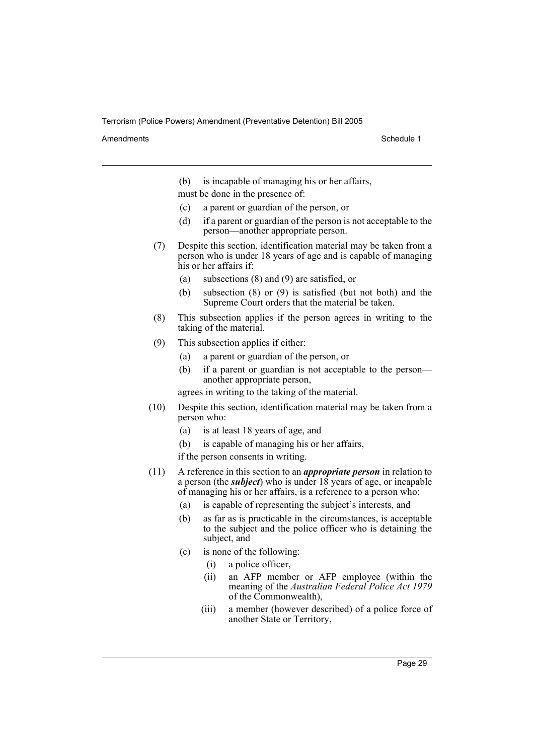(b) is incapable of managing his or her affairs,

must be done in the presence of:

(c) a parent or guardian of the person, or

(d) if a parent or guardian of the person is not acceptable to the person—another appropriate person.

(7) Despite this section, identification material may be taken from a person who is under 18 years of age and is capable of managing his or her affairs if:

(a) subsections (8) and (9) are satisfied, or

(b) subsection (8) or (9) is satisfied (but not both) and the Supreme Court orders that the material be taken.

(8) This subsection applies if the person agrees in writing to the taking of the material.

(9) This subsection applies if either:

(a) a parent or guardian of the person, or

(b) if a parent or guardian is not acceptable to the person—another appropriate person,

agrees in writing to the taking of the material.

(10) Despite this section, identification material may be taken from a person who:

(a) is at least 18 years of age, and

(b) is capable of managing his or her affairs,

if the person consents in writing.

(11) A reference in this section to an ***appropriate person*** in relation to a person (the ***subject***) who is under 18 years of age, or incapable of managing his or her affairs, is a reference to a person who:

(a) is capable of representing the subject's interests, and

(b) as far as is practicable in the circumstances, is acceptable to the subject and the police officer who is detaining the subject, and

(c) is none of the following:

(i) a police officer,

(ii) an AFP member or AFP employee (within the meaning of the *Australian Federal Police Act 1979* of the Commonwealth),

(iii) a member (however described) of a police force of another State or Territory,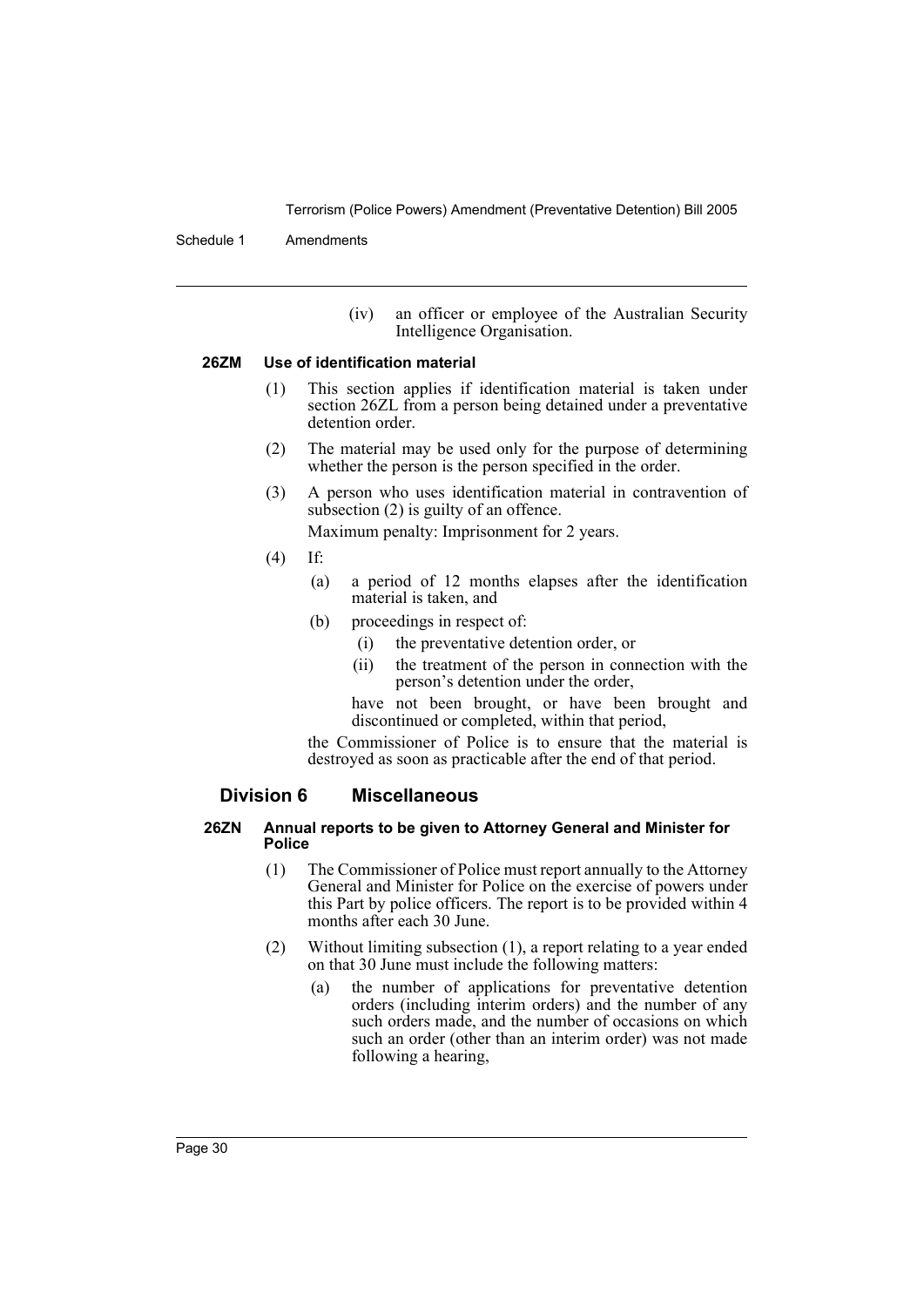(iv) an officer or employee of the Australian Security Intelligence Organisation.

#### 26ZM Use of identification material

(1) This section applies if identification material is taken under section 26ZL from a person being detained under a preventative detention order.

(2) The material may be used only for the purpose of determining whether the person is the person specified in the order.

(3) A person who uses identification material in contravention of subsection (2) is guilty of an offence.

Maximum penalty: Imprisonment for 2 years.

(4) If:

(a) a period of 12 months elapses after the identification material is taken, and

(b) proceedings in respect of:

(i) the preventative detention order, or

(ii) the treatment of the person in connection with the person's detention under the order,

have not been brought, or have been brought and discontinued or completed, within that period,

the Commissioner of Police is to ensure that the material is destroyed as soon as practicable after the end of that period.

### Division 6 Miscellaneous

#### 26ZN Annual reports to be given to Attorney General and Minister for Police

(1) The Commissioner of Police must report annually to the Attorney General and Minister for Police on the exercise of powers under this Part by police officers. The report is to be provided within 4 months after each 30 June.

(2) Without limiting subsection (1), a report relating to a year ended on that 30 June must include the following matters:

(a) the number of applications for preventative detention orders (including interim orders) and the number of any such orders made, and the number of occasions on which such an order (other than an interim order) was not made following a hearing,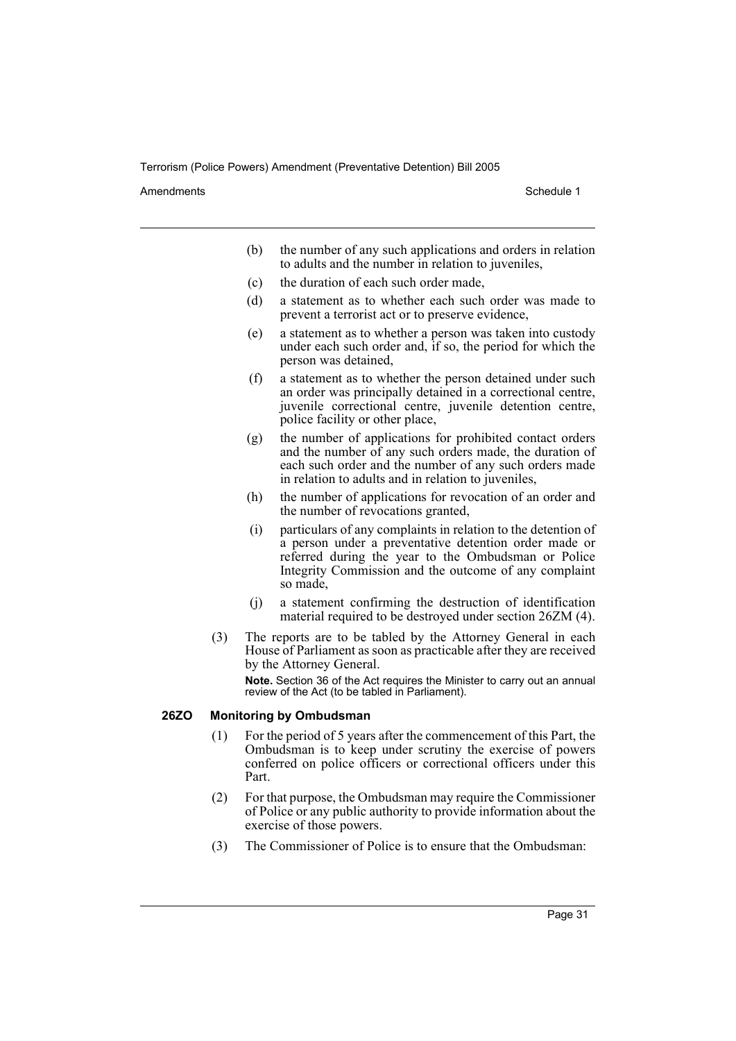(b) the number of any such applications and orders in relation to adults and the number in relation to juveniles,

(c) the duration of each such order made,

(d) a statement as to whether each such order was made to prevent a terrorist act or to preserve evidence,

(e) a statement as to whether a person was taken into custody under each such order and, if so, the period for which the person was detained,

(f) a statement as to whether the person detained under such an order was principally detained in a correctional centre, juvenile correctional centre, juvenile detention centre, police facility or other place,

(g) the number of applications for prohibited contact orders and the number of any such orders made, the duration of each such order and the number of any such orders made in relation to adults and in relation to juveniles,

(h) the number of applications for revocation of an order and the number of revocations granted,

(i) particulars of any complaints in relation to the detention of a person under a preventative detention order made or referred during the year to the Ombudsman or Police Integrity Commission and the outcome of any complaint so made,

(j) a statement confirming the destruction of identification material required to be destroyed under section 26ZM (4).

(3) The reports are to be tabled by the Attorney General in each House of Parliament as soon as practicable after they are received by the Attorney General.

**Note.** Section 36 of the Act requires the Minister to carry out an annual review of the Act (to be tabled in Parliament).

### 26ZO Monitoring by Ombudsman

(1) For the period of 5 years after the commencement of this Part, the Ombudsman is to keep under scrutiny the exercise of powers conferred on police officers or correctional officers under this Part.

(2) For that purpose, the Ombudsman may require the Commissioner of Police or any public authority to provide information about the exercise of those powers.

(3) The Commissioner of Police is to ensure that the Ombudsman: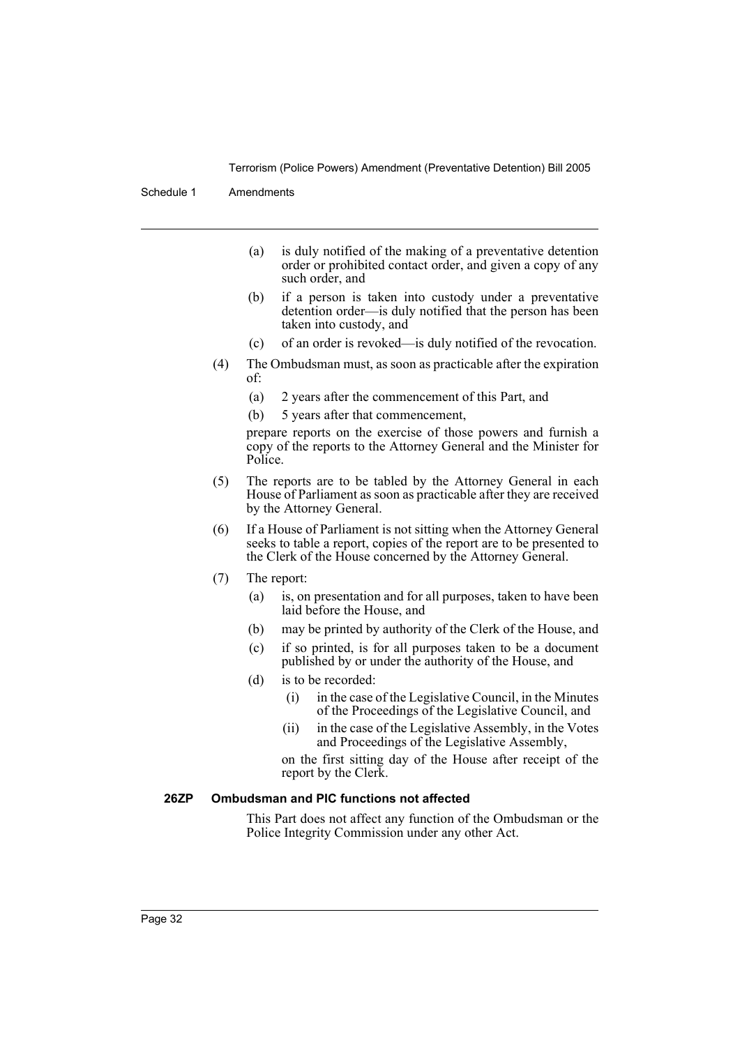(a) is duly notified of the making of a preventative detention order or prohibited contact order, and given a copy of any such order, and

(b) if a person is taken into custody under a preventative detention order—is duly notified that the person has been taken into custody, and

(c) of an order is revoked—is duly notified of the revocation.

(4) The Ombudsman must, as soon as practicable after the expiration of:

(a) 2 years after the commencement of this Part, and

(b) 5 years after that commencement,

prepare reports on the exercise of those powers and furnish a copy of the reports to the Attorney General and the Minister for Police.

(5) The reports are to be tabled by the Attorney General in each House of Parliament as soon as practicable after they are received by the Attorney General.

(6) If a House of Parliament is not sitting when the Attorney General seeks to table a report, copies of the report are to be presented to the Clerk of the House concerned by the Attorney General.

(7) The report:

(a) is, on presentation and for all purposes, taken to have been laid before the House, and

(b) may be printed by authority of the Clerk of the House, and

(c) if so printed, is for all purposes taken to be a document published by or under the authority of the House, and

(d) is to be recorded:

(i) in the case of the Legislative Council, in the Minutes of the Proceedings of the Legislative Council, and

(ii) in the case of the Legislative Assembly, in the Votes and Proceedings of the Legislative Assembly,

on the first sitting day of the House after receipt of the report by the Clerk.

### 26ZP Ombudsman and PIC functions not affected

This Part does not affect any function of the Ombudsman or the Police Integrity Commission under any other Act.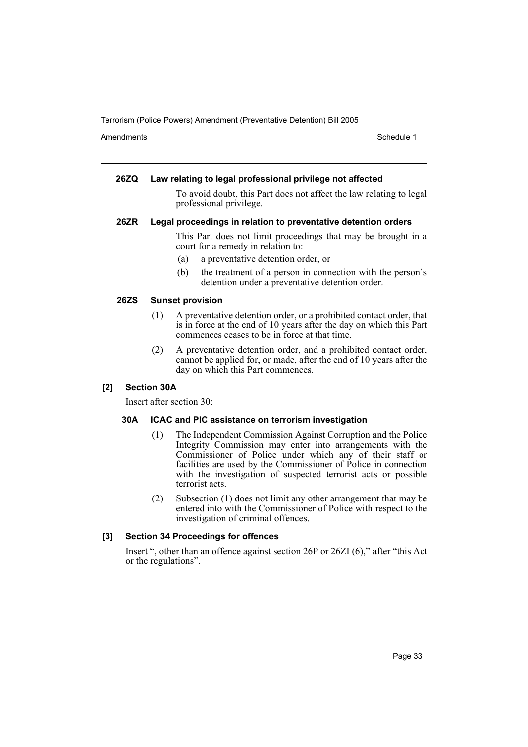**26ZQ Law relating to legal professional privilege not affected**

To avoid doubt, this Part does not affect the law relating to legal professional privilege.

**26ZR Legal proceedings in relation to preventative detention orders**

This Part does not limit proceedings that may be brought in a court for a remedy in relation to:

(a) a preventative detention order, or

(b) the treatment of a person in connection with the person's detention under a preventative detention order.

**26ZS Sunset provision**

(1) A preventative detention order, or a prohibited contact order, that is in force at the end of 10 years after the day on which this Part commences ceases to be in force at that time.

(2) A preventative detention order, and a prohibited contact order, cannot be applied for, or made, after the end of 10 years after the day on which this Part commences.

**[2] Section 30A**

Insert after section 30:

**30A ICAC and PIC assistance on terrorism investigation**

(1) The Independent Commission Against Corruption and the Police Integrity Commission may enter into arrangements with the Commissioner of Police under which any of their staff or facilities are used by the Commissioner of Police in connection with the investigation of suspected terrorist acts or possible terrorist acts.

(2) Subsection (1) does not limit any other arrangement that may be entered into with the Commissioner of Police with respect to the investigation of criminal offences.

**[3] Section 34 Proceedings for offences**

Insert ", other than an offence against section 26P or 26ZI (6)," after "this Act or the regulations".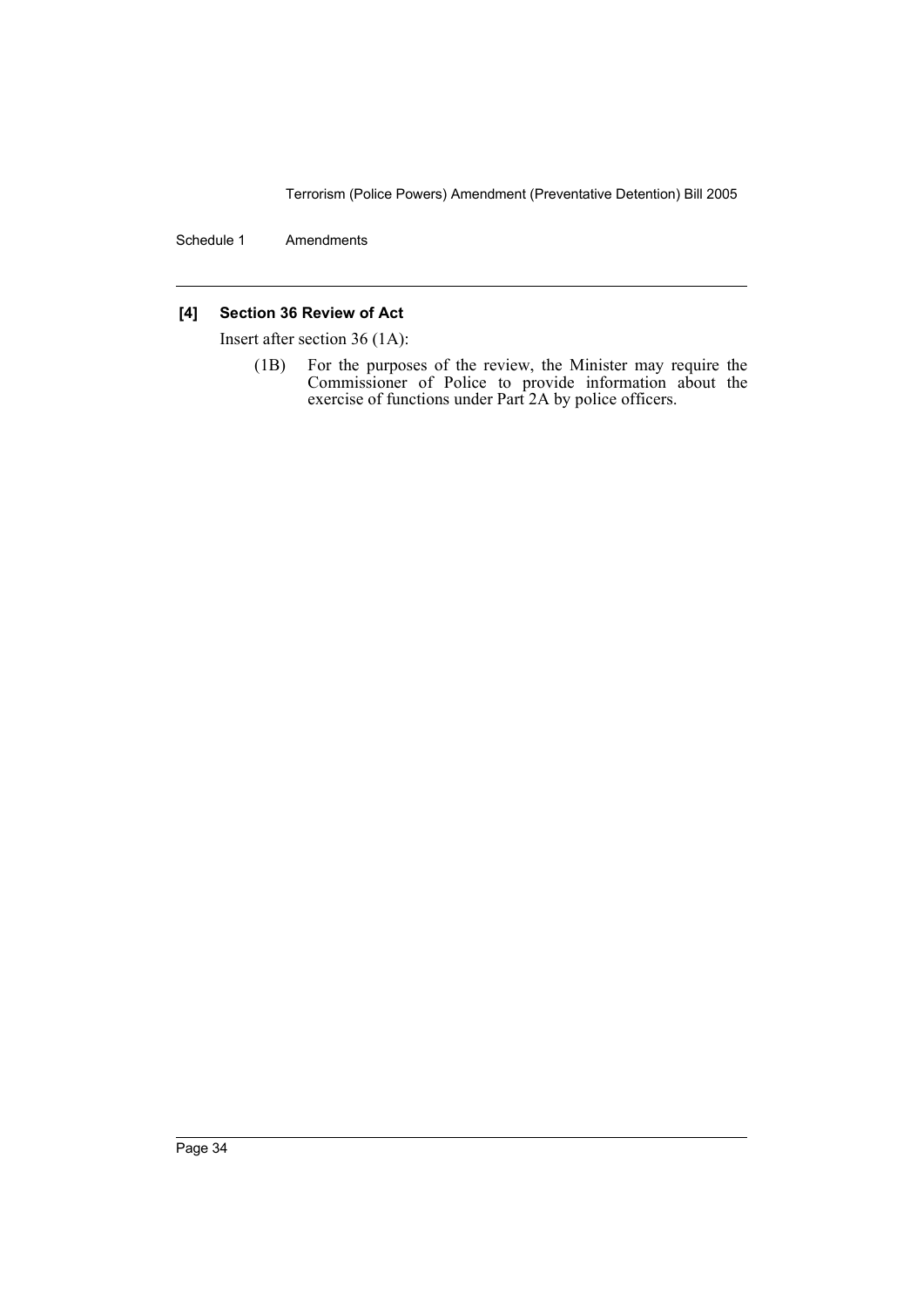### [4] Section 36 Review of Act

Insert after section 36 (1A):

(1B) For the purposes of the review, the Minister may require the Commissioner of Police to provide information about the exercise of functions under Part 2A by police officers.